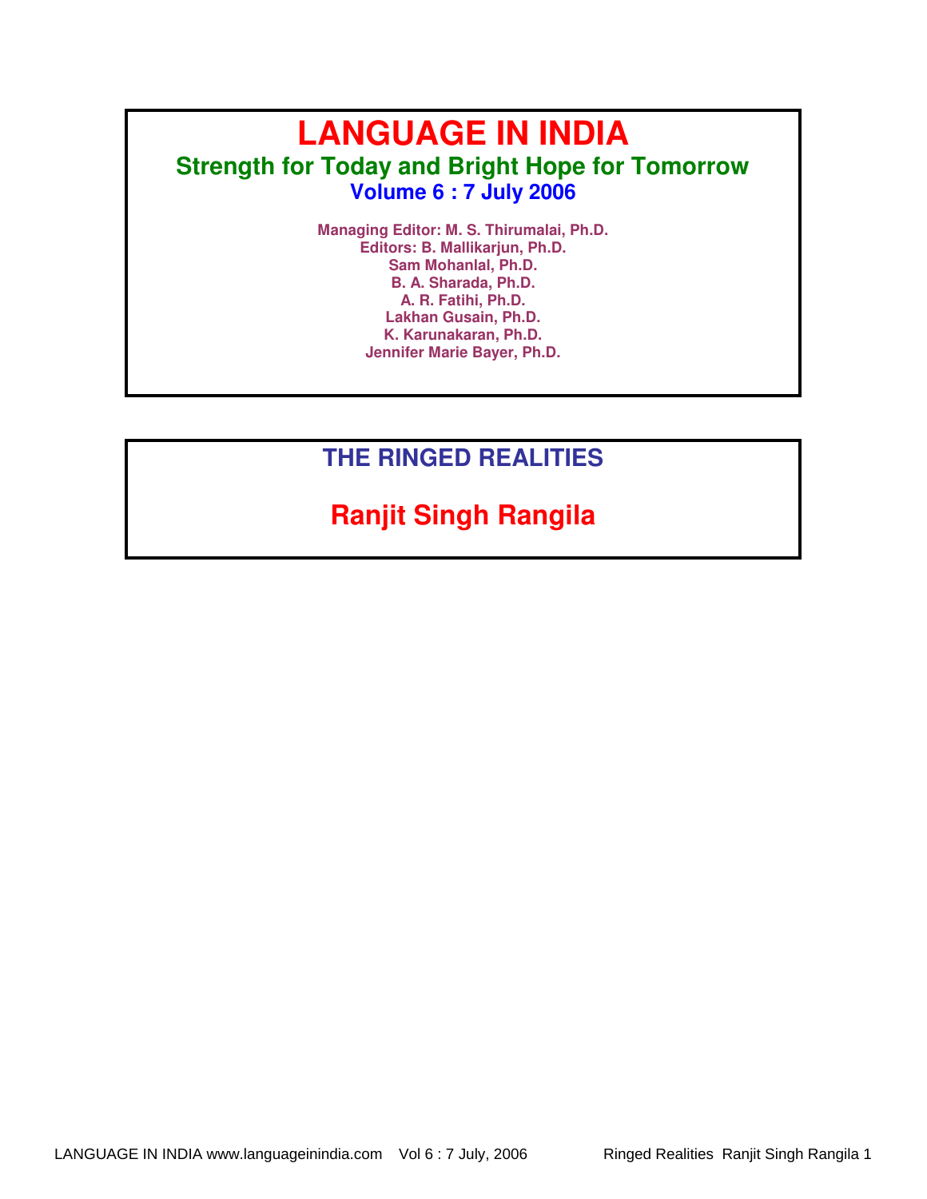# LANGUAGE IN INDIA

**Strength for Today and Bright Hope for Tomorrow**

**Volume 6 : 7 July 2006**

**Managing Editor: M. S. Thirumalai, Ph.D.**
**Editors: B. Mallikarjun, Ph.D.**
**Sam Mohanlal, Ph.D.**
**B. A. Sharada, Ph.D.**
**A. R. Fatihi, Ph.D.**
**Lakhan Gusain, Ph.D.**
**K. Karunakaran, Ph.D.**
**Jennifer Marie Bayer, Ph.D.**

## THE RINGED REALITIES

## Ranjit Singh Rangila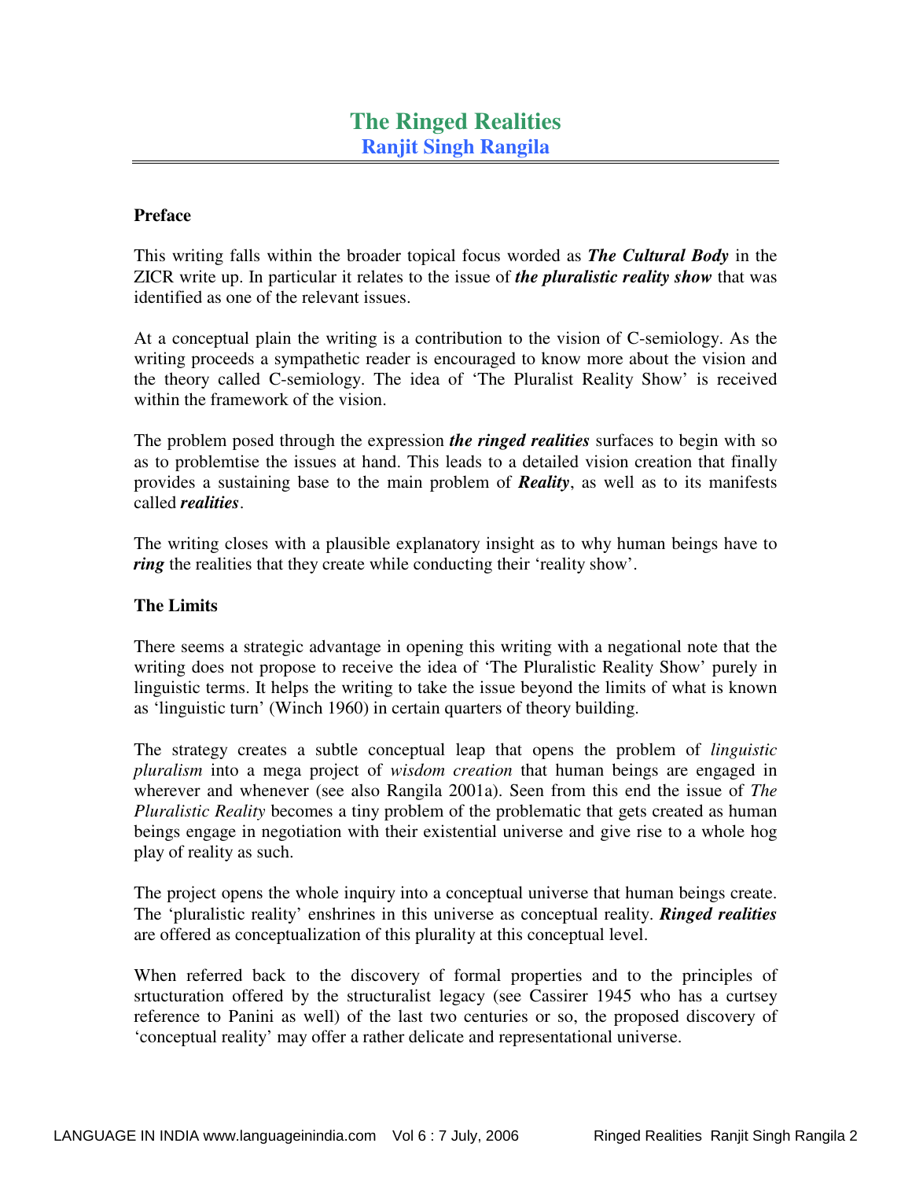# The Ringed Realities

## Ranjit Singh Rangila

### Preface

This writing falls within the broader topical focus worded as ***The Cultural Body*** in the ZICR write up. In particular it relates to the issue of ***the pluralistic reality show*** that was identified as one of the relevant issues.

At a conceptual plain the writing is a contribution to the vision of C-semiology. As the writing proceeds a sympathetic reader is encouraged to know more about the vision and the theory called C-semiology. The idea of 'The Pluralist Reality Show' is received within the framework of the vision.

The problem posed through the expression ***the ringed realities*** surfaces to begin with so as to problemtise the issues at hand. This leads to a detailed vision creation that finally provides a sustaining base to the main problem of ***Reality***, as well as to its manifests called ***realities***.

The writing closes with a plausible explanatory insight as to why human beings have to ***ring*** the realities that they create while conducting their 'reality show'.

### The Limits

There seems a strategic advantage in opening this writing with a negational note that the writing does not propose to receive the idea of 'The Pluralistic Reality Show' purely in linguistic terms. It helps the writing to take the issue beyond the limits of what is known as 'linguistic turn' (Winch 1960) in certain quarters of theory building.

The strategy creates a subtle conceptual leap that opens the problem of *linguistic pluralism* into a mega project of *wisdom creation* that human beings are engaged in wherever and whenever (see also Rangila 2001a). Seen from this end the issue of *The Pluralistic Reality* becomes a tiny problem of the problematic that gets created as human beings engage in negotiation with their existential universe and give rise to a whole hog play of reality as such.

The project opens the whole inquiry into a conceptual universe that human beings create. The 'pluralistic reality' enshrines in this universe as conceptual reality. ***Ringed realities*** are offered as conceptualization of this plurality at this conceptual level.

When referred back to the discovery of formal properties and to the principles of srtucturation offered by the structuralist legacy (see Cassirer 1945 who has a curtsey reference to Panini as well) of the last two centuries or so, the proposed discovery of 'conceptual reality' may offer a rather delicate and representational universe.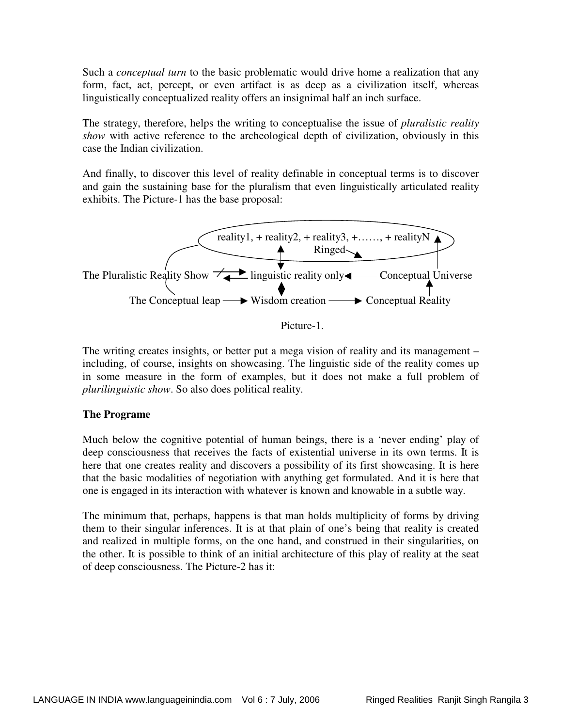Such a *conceptual turn* to the basic problematic would drive home a realization that any form, fact, act, percept, or even artifact is as deep as a civilization itself, whereas linguistically conceptualized reality offers an insignimal half an inch surface.

The strategy, therefore, helps the writing to conceptualise the issue of *pluralistic reality show* with active reference to the archeological depth of civilization, obviously in this case the Indian civilization.

And finally, to discover this level of reality definable in conceptual terms is to discover and gain the sustaining base for the pluralism that even linguistically articulated reality exhibits. The Picture-1 has the base proposal:

reality1, + reality2, + reality3, +……, + realityN

Ringed

The Pluralistic Reality Show ⇄ linguistic reality only ← Conceptual Universe

The Conceptual leap → Wisdom creation → Conceptual Reality

Picture-1.

The writing creates insights, or better put a mega vision of reality and its management – including, of course, insights on showcasing. The linguistic side of the reality comes up in some measure in the form of examples, but it does not make a full problem of *plurilinguistic show*. So also does political reality.

**The Programe**

Much below the cognitive potential of human beings, there is a 'never ending' play of deep consciousness that receives the facts of existential universe in its own terms. It is here that one creates reality and discovers a possibility of its first showcasing. It is here that the basic modalities of negotiation with anything get formulated. And it is here that one is engaged in its interaction with whatever is known and knowable in a subtle way.

The minimum that, perhaps, happens is that man holds multiplicity of forms by driving them to their singular inferences. It is at that plain of one's being that reality is created and realized in multiple forms, on the one hand, and construed in their singularities, on the other. It is possible to think of an initial architecture of this play of reality at the seat of deep consciousness. The Picture-2 has it: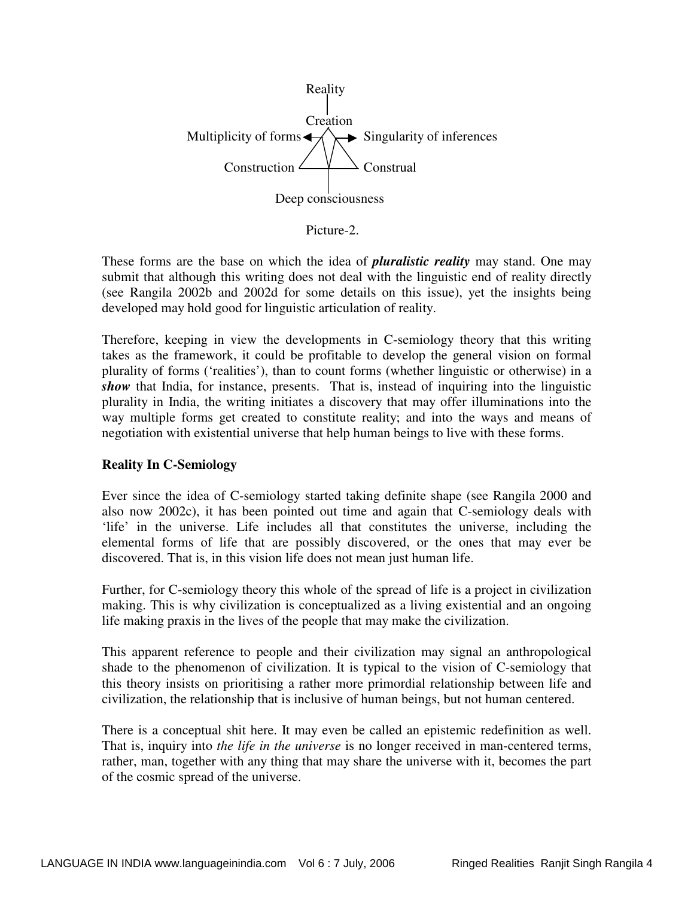Reality

Creation

Multiplicity of forms ← → Singularity of inferences

Construction Construal

Deep consciousness

Picture-2.

These forms are the base on which the idea of ***pluralistic reality*** may stand. One may submit that although this writing does not deal with the linguistic end of reality directly (see Rangila 2002b and 2002d for some details on this issue), yet the insights being developed may hold good for linguistic articulation of reality.

Therefore, keeping in view the developments in C-semiology theory that this writing takes as the framework, it could be profitable to develop the general vision on formal plurality of forms ('realities'), than to count forms (whether linguistic or otherwise) in a ***show*** that India, for instance, presents. That is, instead of inquiring into the linguistic plurality in India, the writing initiates a discovery that may offer illuminations into the way multiple forms get created to constitute reality; and into the ways and means of negotiation with existential universe that help human beings to live with these forms.

**Reality In C-Semiology**

Ever since the idea of C-semiology started taking definite shape (see Rangila 2000 and also now 2002c), it has been pointed out time and again that C-semiology deals with 'life' in the universe. Life includes all that constitutes the universe, including the elemental forms of life that are possibly discovered, or the ones that may ever be discovered. That is, in this vision life does not mean just human life.

Further, for C-semiology theory this whole of the spread of life is a project in civilization making. This is why civilization is conceptualized as a living existential and an ongoing life making praxis in the lives of the people that may make the civilization.

This apparent reference to people and their civilization may signal an anthropological shade to the phenomenon of civilization. It is typical to the vision of C-semiology that this theory insists on prioritising a rather more primordial relationship between life and civilization, the relationship that is inclusive of human beings, but not human centered.

There is a conceptual shit here. It may even be called an epistemic redefinition as well. That is, inquiry into *the life in the universe* is no longer received in man-centered terms, rather, man, together with any thing that may share the universe with it, becomes the part of the cosmic spread of the universe.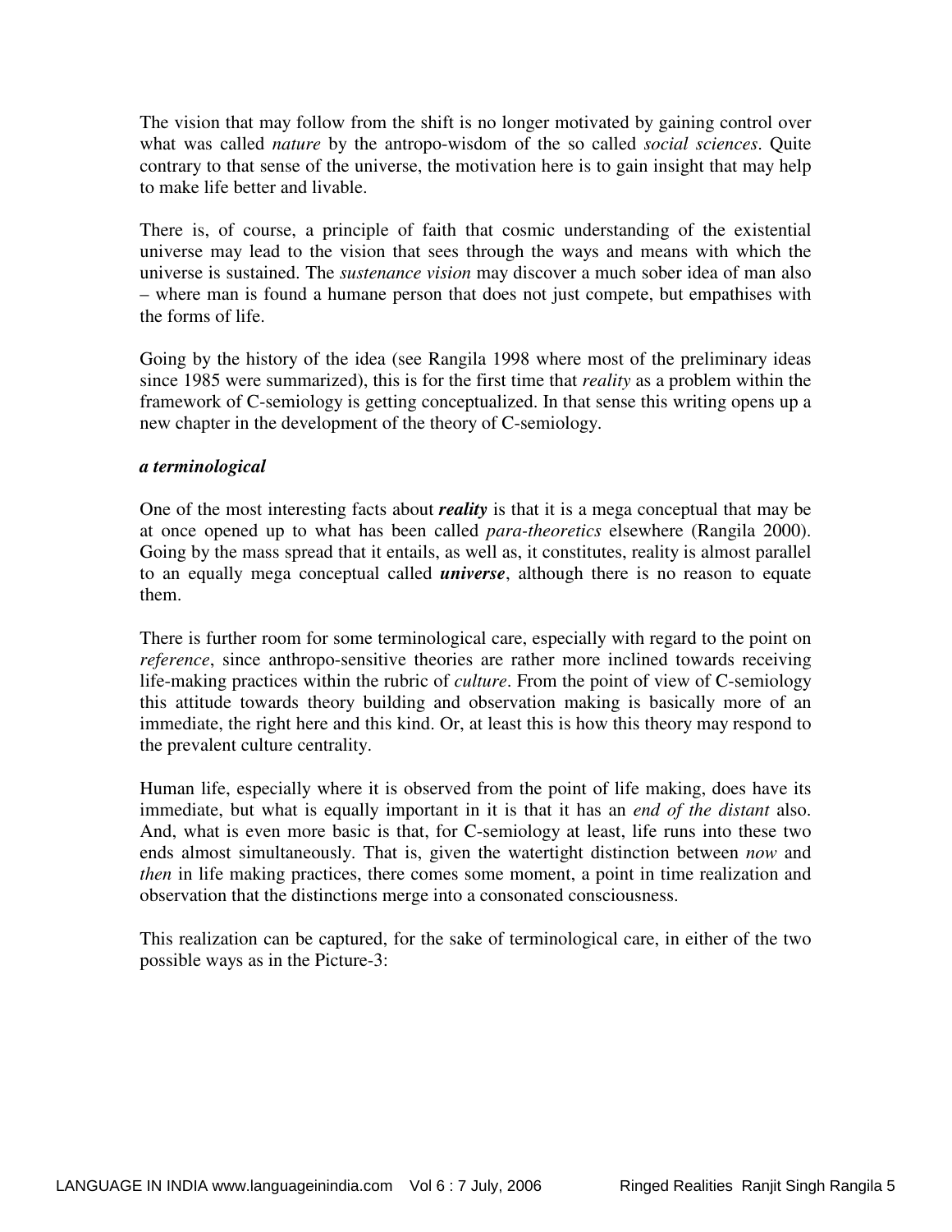The vision that may follow from the shift is no longer motivated by gaining control over what was called *nature* by the antropo-wisdom of the so called *social sciences*. Quite contrary to that sense of the universe, the motivation here is to gain insight that may help to make life better and livable.

There is, of course, a principle of faith that cosmic understanding of the existential universe may lead to the vision that sees through the ways and means with which the universe is sustained. The *sustenance vision* may discover a much sober idea of man also – where man is found a humane person that does not just compete, but empathises with the forms of life.

Going by the history of the idea (see Rangila 1998 where most of the preliminary ideas since 1985 were summarized), this is for the first time that *reality* as a problem within the framework of C-semiology is getting conceptualized. In that sense this writing opens up a new chapter in the development of the theory of C-semiology.

***a terminological***

One of the most interesting facts about ***reality*** is that it is a mega conceptual that may be at once opened up to what has been called *para-theoretics* elsewhere (Rangila 2000). Going by the mass spread that it entails, as well as, it constitutes, reality is almost parallel to an equally mega conceptual called ***universe***, although there is no reason to equate them.

There is further room for some terminological care, especially with regard to the point on *reference*, since anthropo-sensitive theories are rather more inclined towards receiving life-making practices within the rubric of *culture*. From the point of view of C-semiology this attitude towards theory building and observation making is basically more of an immediate, the right here and this kind. Or, at least this is how this theory may respond to the prevalent culture centrality.

Human life, especially where it is observed from the point of life making, does have its immediate, but what is equally important in it is that it has an *end of the distant* also. And, what is even more basic is that, for C-semiology at least, life runs into these two ends almost simultaneously. That is, given the watertight distinction between *now* and *then* in life making practices, there comes some moment, a point in time realization and observation that the distinctions merge into a consonated consciousness.

This realization can be captured, for the sake of terminological care, in either of the two possible ways as in the Picture-3: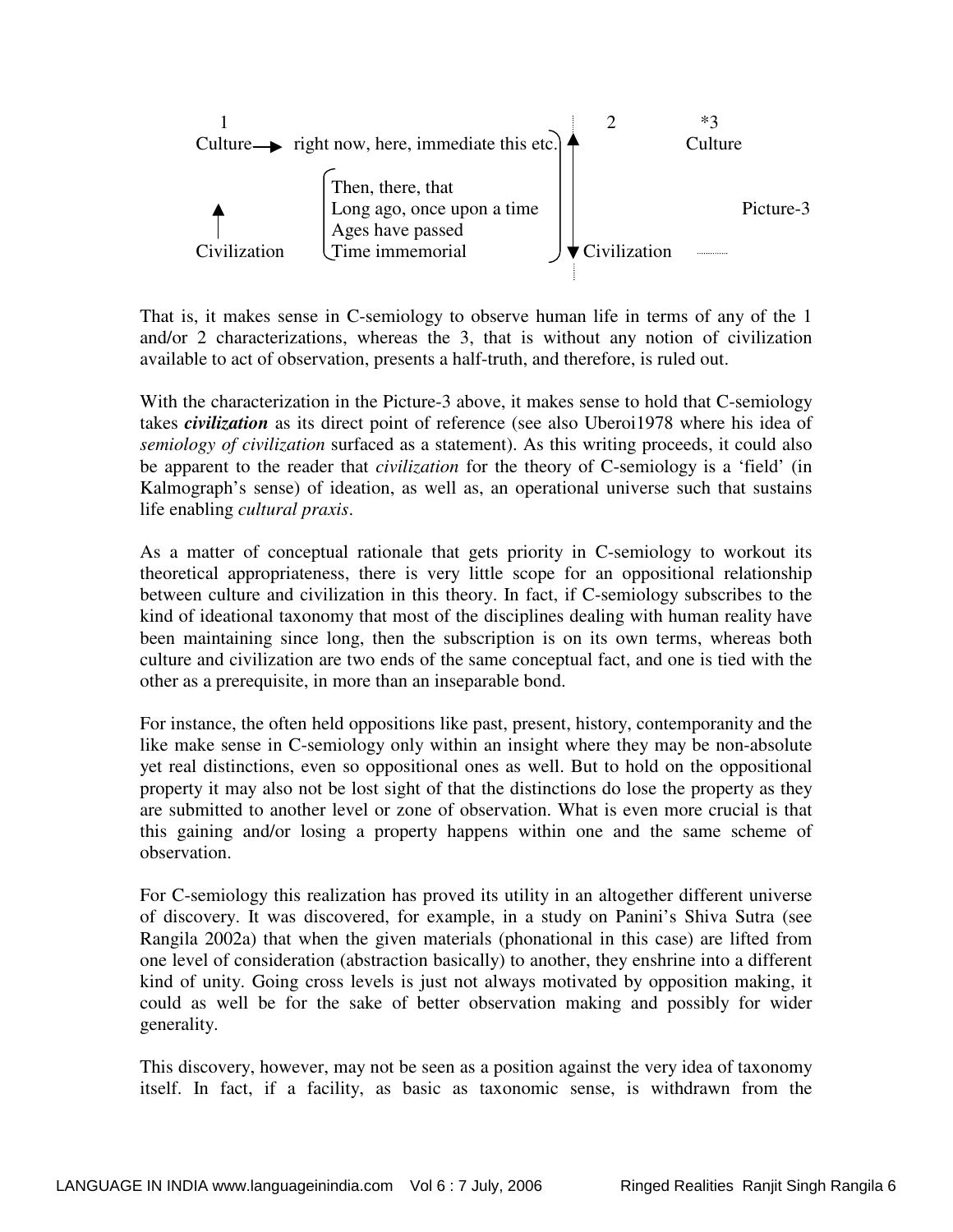```
   1                                              |   2         *3
Culture ──► right now, here, immediate this etc.) ▲             Culture
                                                  |
         ( Then, there, that                      |
   ▲     ( Long ago, once upon a time             |                 Picture-3
   |     ( Ages have passed                       |
Civilization ( Time immemorial                    ) ▼ Civilization .........
```

That is, it makes sense in C-semiology to observe human life in terms of any of the 1 and/or 2 characterizations, whereas the 3, that is without any notion of civilization available to act of observation, presents a half-truth, and therefore, is ruled out.

With the characterization in the Picture-3 above, it makes sense to hold that C-semiology takes ***civilization*** as its direct point of reference (see also Uberoi1978 where his idea of *semiology of civilization* surfaced as a statement). As this writing proceeds, it could also be apparent to the reader that *civilization* for the theory of C-semiology is a 'field' (in Kalmograph's sense) of ideation, as well as, an operational universe such that sustains life enabling *cultural praxis*.

As a matter of conceptual rationale that gets priority in C-semiology to workout its theoretical appropriateness, there is very little scope for an oppositional relationship between culture and civilization in this theory. In fact, if C-semiology subscribes to the kind of ideational taxonomy that most of the disciplines dealing with human reality have been maintaining since long, then the subscription is on its own terms, whereas both culture and civilization are two ends of the same conceptual fact, and one is tied with the other as a prerequisite, in more than an inseparable bond.

For instance, the often held oppositions like past, present, history, contemporanity and the like make sense in C-semiology only within an insight where they may be non-absolute yet real distinctions, even so oppositional ones as well. But to hold on the oppositional property it may also not be lost sight of that the distinctions do lose the property as they are submitted to another level or zone of observation. What is even more crucial is that this gaining and/or losing a property happens within one and the same scheme of observation.

For C-semiology this realization has proved its utility in an altogether different universe of discovery. It was discovered, for example, in a study on Panini's Shiva Sutra (see Rangila 2002a) that when the given materials (phonational in this case) are lifted from one level of consideration (abstraction basically) to another, they enshrine into a different kind of unity. Going cross levels is just not always motivated by opposition making, it could as well be for the sake of better observation making and possibly for wider generality.

This discovery, however, may not be seen as a position against the very idea of taxonomy itself. In fact, if a facility, as basic as taxonomic sense, is withdrawn from the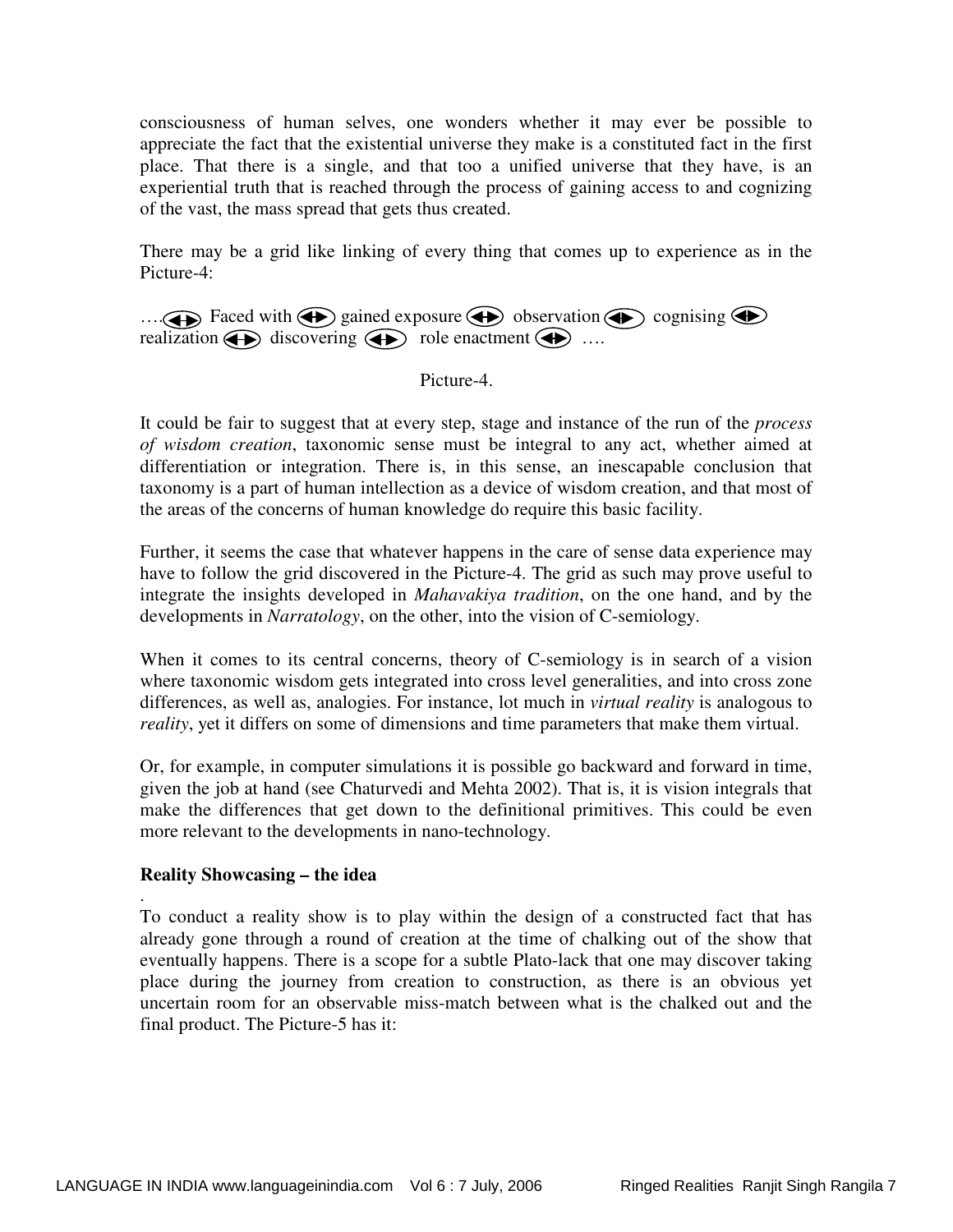consciousness of human selves, one wonders whether it may ever be possible to appreciate the fact that the existential universe they make is a constituted fact in the first place. That there is a single, and that too a unified universe that they have, is an experiential truth that is reached through the process of gaining access to and cognizing of the vast, the mass spread that gets thus created.

There may be a grid like linking of every thing that comes up to experience as in the Picture-4:

…. ↔ Faced with ↔ gained exposure ↔ observation ↔ cognising ↔ realization ↔ discovering ↔ role enactment ↔ ….

Picture-4.

It could be fair to suggest that at every step, stage and instance of the run of the *process of wisdom creation*, taxonomic sense must be integral to any act, whether aimed at differentiation or integration. There is, in this sense, an inescapable conclusion that taxonomy is a part of human intellection as a device of wisdom creation, and that most of the areas of the concerns of human knowledge do require this basic facility.

Further, it seems the case that whatever happens in the care of sense data experience may have to follow the grid discovered in the Picture-4. The grid as such may prove useful to integrate the insights developed in *Mahavakiya tradition*, on the one hand, and by the developments in *Narratology*, on the other, into the vision of C-semiology.

When it comes to its central concerns, theory of C-semiology is in search of a vision where taxonomic wisdom gets integrated into cross level generalities, and into cross zone differences, as well as, analogies. For instance, lot much in *virtual reality* is analogous to *reality*, yet it differs on some of dimensions and time parameters that make them virtual.

Or, for example, in computer simulations it is possible go backward and forward in time, given the job at hand (see Chaturvedi and Mehta 2002). That is, it is vision integrals that make the differences that get down to the definitional primitives. This could be even more relevant to the developments in nano-technology.

**Reality Showcasing – the idea**

.
To conduct a reality show is to play within the design of a constructed fact that has already gone through a round of creation at the time of chalking out of the show that eventually happens. There is a scope for a subtle Plato-lack that one may discover taking place during the journey from creation to construction, as there is an obvious yet uncertain room for an observable miss-match between what is the chalked out and the final product. The Picture-5 has it: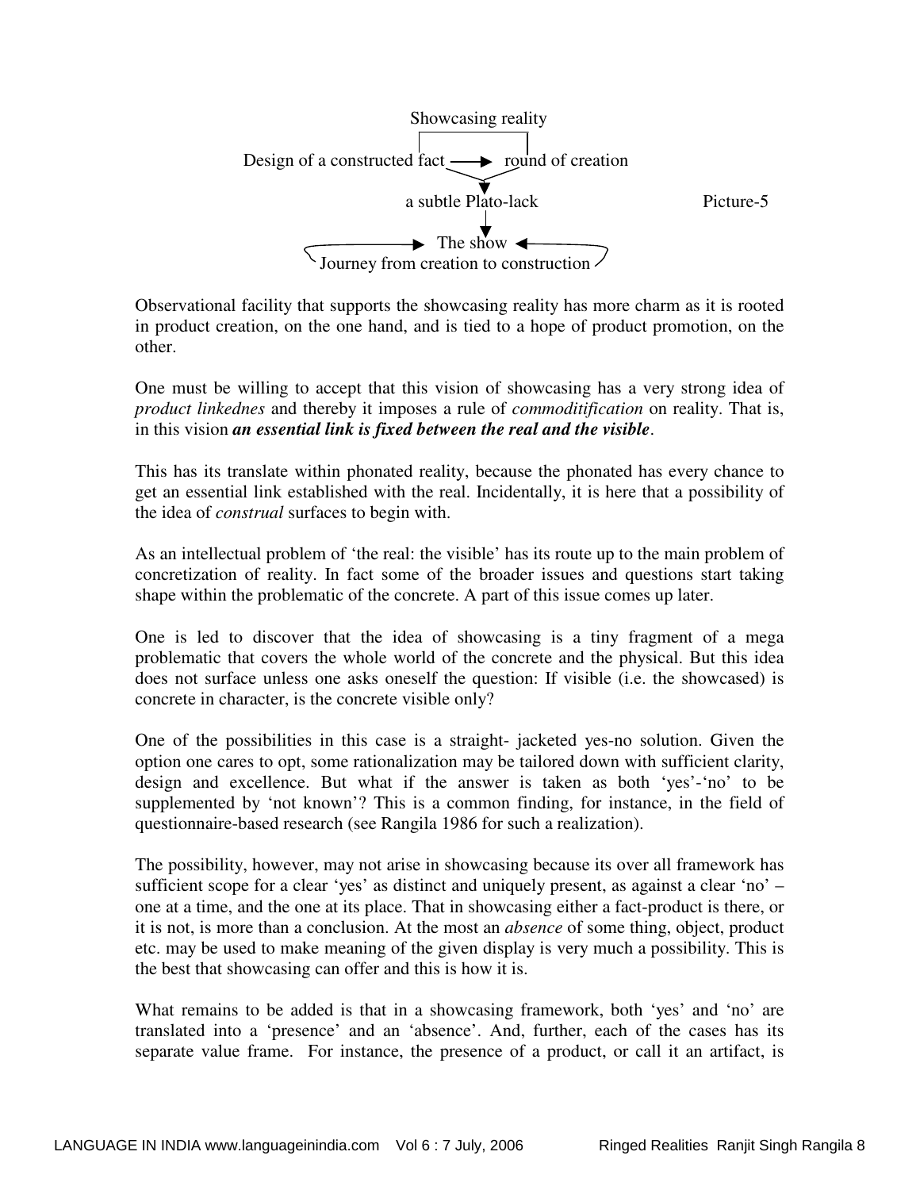Showcasing reality

Design of a constructed fact → round of creation

a subtle Plato-lack

The show

Journey from creation to construction

Picture-5

Observational facility that supports the showcasing reality has more charm as it is rooted in product creation, on the one hand, and is tied to a hope of product promotion, on the other.

One must be willing to accept that this vision of showcasing has a very strong idea of *product linkednes* and thereby it imposes a rule of *commodititification* on reality. That is, in this vision ***an essential link is fixed between the real and the visible***.

This has its translate within phonated reality, because the phonated has every chance to get an essential link established with the real. Incidentally, it is here that a possibility of the idea of *construal* surfaces to begin with.

As an intellectual problem of 'the real: the visible' has its route up to the main problem of concretization of reality. In fact some of the broader issues and questions start taking shape within the problematic of the concrete. A part of this issue comes up later.

One is led to discover that the idea of showcasing is a tiny fragment of a mega problematic that covers the whole world of the concrete and the physical. But this idea does not surface unless one asks oneself the question: If visible (i.e. the showcased) is concrete in character, is the concrete visible only?

One of the possibilities in this case is a straight- jacketed yes-no solution. Given the option one cares to opt, some rationalization may be tailored down with sufficient clarity, design and excellence. But what if the answer is taken as both 'yes'-'no' to be supplemented by 'not known'? This is a common finding, for instance, in the field of questionnaire-based research (see Rangila 1986 for such a realization).

The possibility, however, may not arise in showcasing because its over all framework has sufficient scope for a clear 'yes' as distinct and uniquely present, as against a clear 'no' – one at a time, and the one at its place. That in showcasing either a fact-product is there, or it is not, is more than a conclusion. At the most an *absence* of some thing, object, product etc. may be used to make meaning of the given display is very much a possibility. This is the best that showcasing can offer and this is how it is.

What remains to be added is that in a showcasing framework, both 'yes' and 'no' are translated into a 'presence' and an 'absence'. And, further, each of the cases has its separate value frame. For instance, the presence of a product, or call it an artifact, is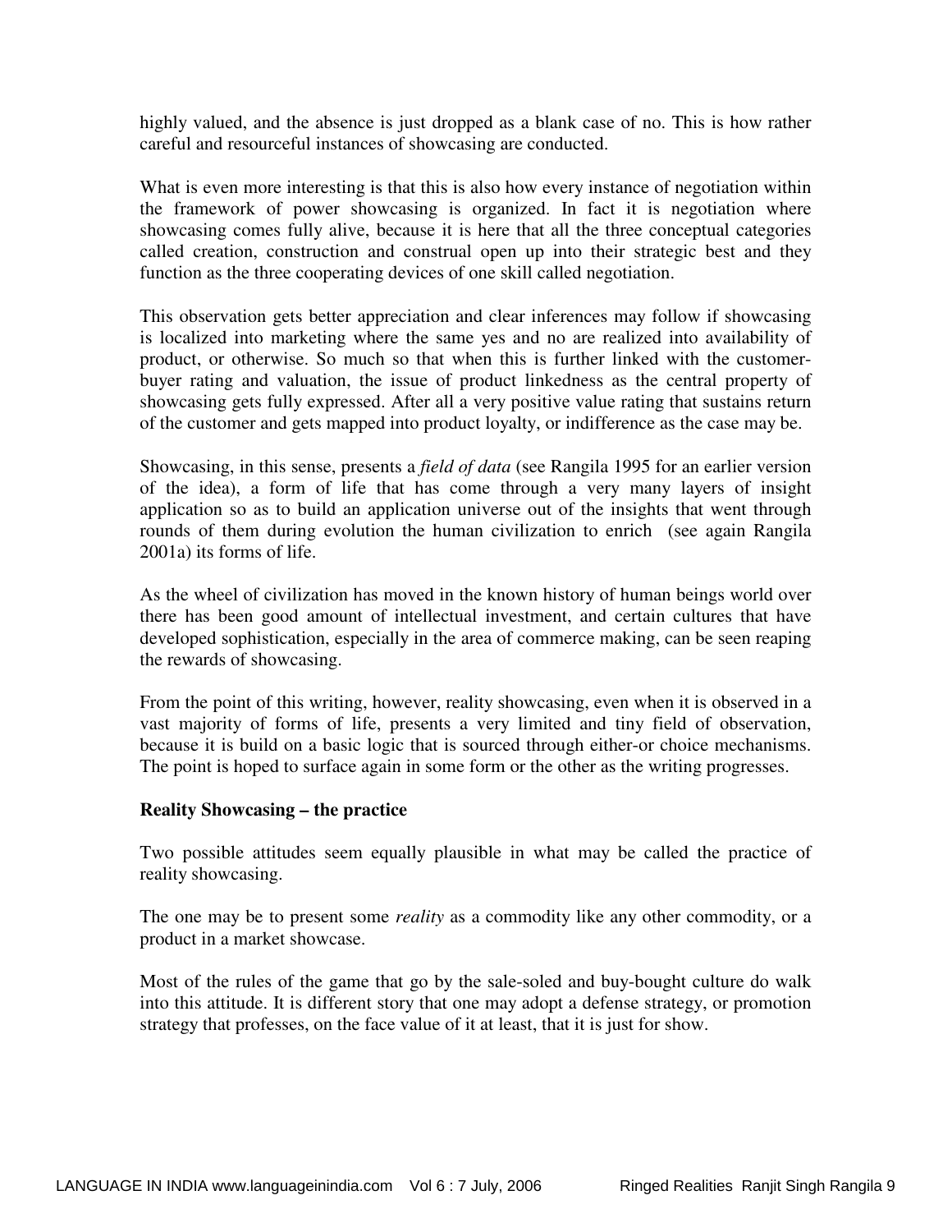highly valued, and the absence is just dropped as a blank case of no. This is how rather careful and resourceful instances of showcasing are conducted.

What is even more interesting is that this is also how every instance of negotiation within the framework of power showcasing is organized. In fact it is negotiation where showcasing comes fully alive, because it is here that all the three conceptual categories called creation, construction and construal open up into their strategic best and they function as the three cooperating devices of one skill called negotiation.

This observation gets better appreciation and clear inferences may follow if showcasing is localized into marketing where the same yes and no are realized into availability of product, or otherwise. So much so that when this is further linked with the customer-buyer rating and valuation, the issue of product linkedness as the central property of showcasing gets fully expressed. After all a very positive value rating that sustains return of the customer and gets mapped into product loyalty, or indifference as the case may be.

Showcasing, in this sense, presents a *field of data* (see Rangila 1995 for an earlier version of the idea), a form of life that has come through a very many layers of insight application so as to build an application universe out of the insights that went through rounds of them during evolution the human civilization to enrich (see again Rangila 2001a) its forms of life.

As the wheel of civilization has moved in the known history of human beings world over there has been good amount of intellectual investment, and certain cultures that have developed sophistication, especially in the area of commerce making, can be seen reaping the rewards of showcasing.

From the point of this writing, however, reality showcasing, even when it is observed in a vast majority of forms of life, presents a very limited and tiny field of observation, because it is build on a basic logic that is sourced through either-or choice mechanisms. The point is hoped to surface again in some form or the other as the writing progresses.

**Reality Showcasing – the practice**

Two possible attitudes seem equally plausible in what may be called the practice of reality showcasing.

The one may be to present some *reality* as a commodity like any other commodity, or a product in a market showcase.

Most of the rules of the game that go by the sale-soled and buy-bought culture do walk into this attitude. It is different story that one may adopt a defense strategy, or promotion strategy that professes, on the face value of it at least, that it is just for show.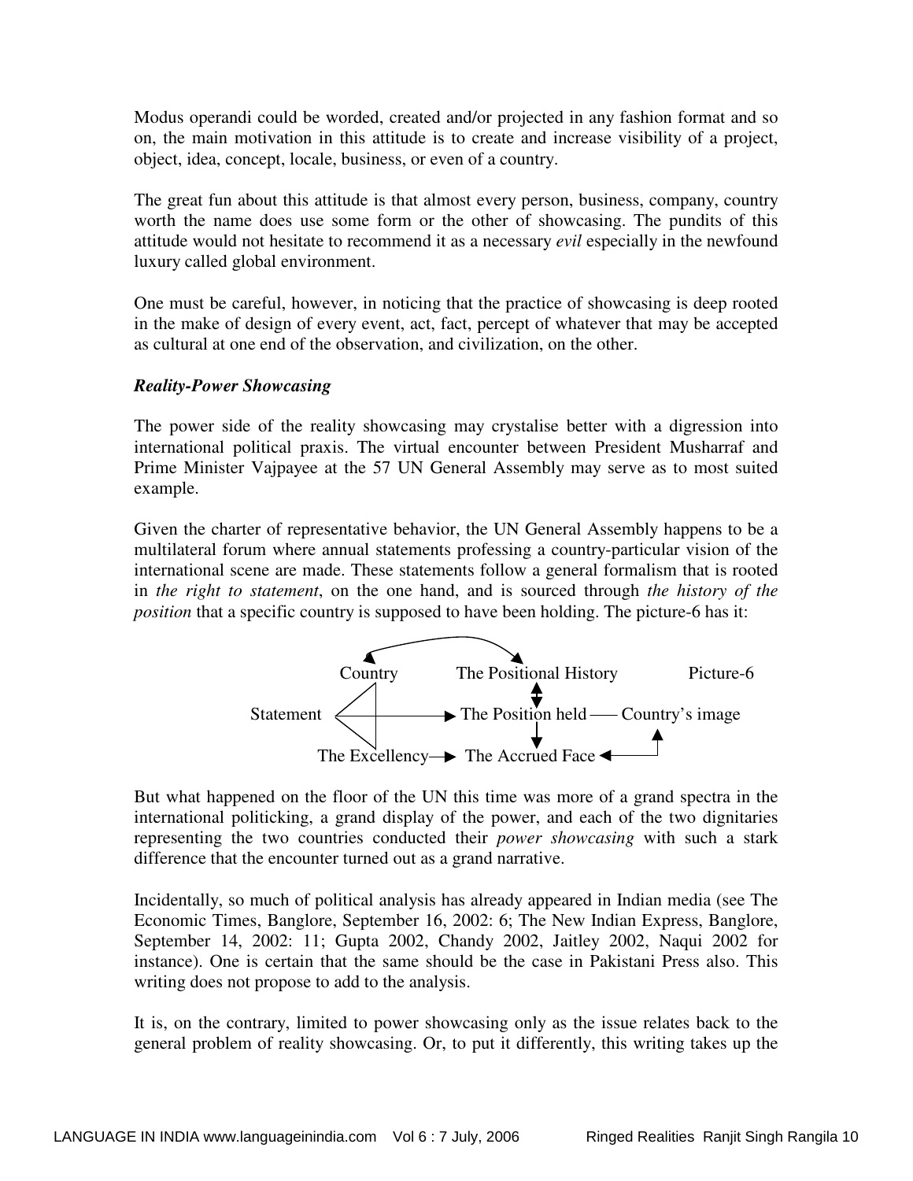Modus operandi could be worded, created and/or projected in any fashion format and so on, the main motivation in this attitude is to create and increase visibility of a project, object, idea, concept, locale, business, or even of a country.

The great fun about this attitude is that almost every person, business, company, country worth the name does use some form or the other of showcasing. The pundits of this attitude would not hesitate to recommend it as a necessary *evil* especially in the newfound luxury called global environment.

One must be careful, however, in noticing that the practice of showcasing is deep rooted in the make of design of every event, act, fact, percept of whatever that may be accepted as cultural at one end of the observation, and civilization, on the other.

***Reality-Power Showcasing***

The power side of the reality showcasing may crystalise better with a digression into international political praxis. The virtual encounter between President Musharraf and Prime Minister Vajpayee at the 57 UN General Assembly may serve as to most suited example.

Given the charter of representative behavior, the UN General Assembly happens to be a multilateral forum where annual statements professing a country-particular vision of the international scene are made. These statements follow a general formalism that is rooted in *the right to statement*, on the one hand, and is sourced through *the history of the position* that a specific country is supposed to have been holding. The picture-6 has it:

Country — The Positional History — Picture-6

Statement → The Position held — Country's image

The Excellency → The Accrued Face

But what happened on the floor of the UN this time was more of a grand spectra in the international politicking, a grand display of the power, and each of the two dignitaries representing the two countries conducted their *power showcasing* with such a stark difference that the encounter turned out as a grand narrative.

Incidentally, so much of political analysis has already appeared in Indian media (see The Economic Times, Banglore, September 16, 2002: 6; The New Indian Express, Banglore, September 14, 2002: 11; Gupta 2002, Chandy 2002, Jaitley 2002, Naqui 2002 for instance). One is certain that the same should be the case in Pakistani Press also. This writing does not propose to add to the analysis.

It is, on the contrary, limited to power showcasing only as the issue relates back to the general problem of reality showcasing. Or, to put it differently, this writing takes up the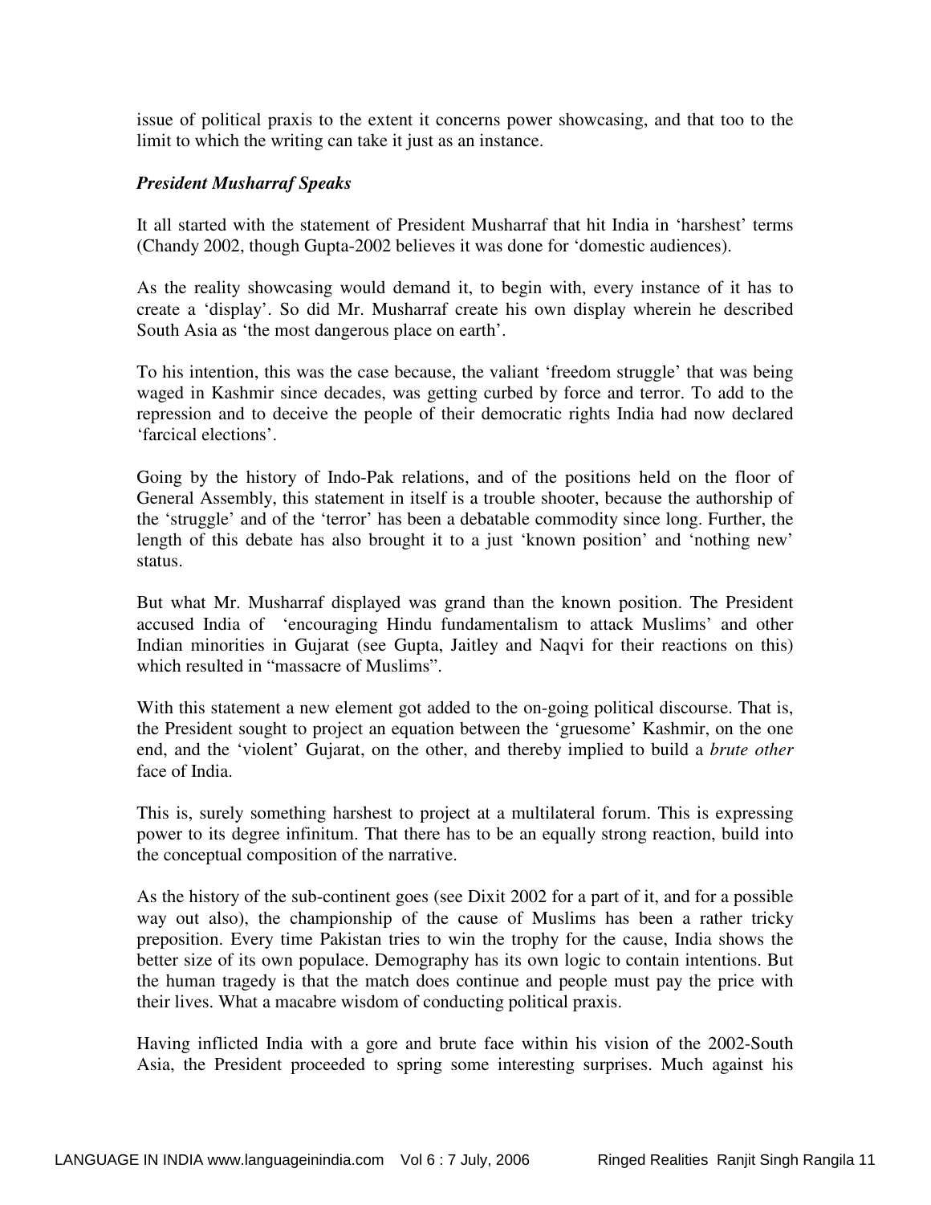issue of political praxis to the extent it concerns power showcasing, and that too to the limit to which the writing can take it just as an instance.

### *President Musharraf Speaks*

It all started with the statement of President Musharraf that hit India in 'harshest' terms (Chandy 2002, though Gupta-2002 believes it was done for 'domestic audiences).

As the reality showcasing would demand it, to begin with, every instance of it has to create a 'display'. So did Mr. Musharraf create his own display wherein he described South Asia as 'the most dangerous place on earth'.

To his intention, this was the case because, the valiant 'freedom struggle' that was being waged in Kashmir since decades, was getting curbed by force and terror. To add to the repression and to deceive the people of their democratic rights India had now declared 'farcical elections'.

Going by the history of Indo-Pak relations, and of the positions held on the floor of General Assembly, this statement in itself is a trouble shooter, because the authorship of the 'struggle' and of the 'terror' has been a debatable commodity since long. Further, the length of this debate has also brought it to a just 'known position' and 'nothing new' status.

But what Mr. Musharraf displayed was grand than the known position. The President accused India of 'encouraging Hindu fundamentalism to attack Muslims' and other Indian minorities in Gujarat (see Gupta, Jaitley and Naqvi for their reactions on this) which resulted in "massacre of Muslims".

With this statement a new element got added to the on-going political discourse. That is, the President sought to project an equation between the 'gruesome' Kashmir, on the one end, and the 'violent' Gujarat, on the other, and thereby implied to build a *brute other* face of India.

This is, surely something harshest to project at a multilateral forum. This is expressing power to its degree infinitum. That there has to be an equally strong reaction, build into the conceptual composition of the narrative.

As the history of the sub-continent goes (see Dixit 2002 for a part of it, and for a possible way out also), the championship of the cause of Muslims has been a rather tricky preposition. Every time Pakistan tries to win the trophy for the cause, India shows the better size of its own populace. Demography has its own logic to contain intentions. But the human tragedy is that the match does continue and people must pay the price with their lives. What a macabre wisdom of conducting political praxis.

Having inflicted India with a gore and brute face within his vision of the 2002-South Asia, the President proceeded to spring some interesting surprises. Much against his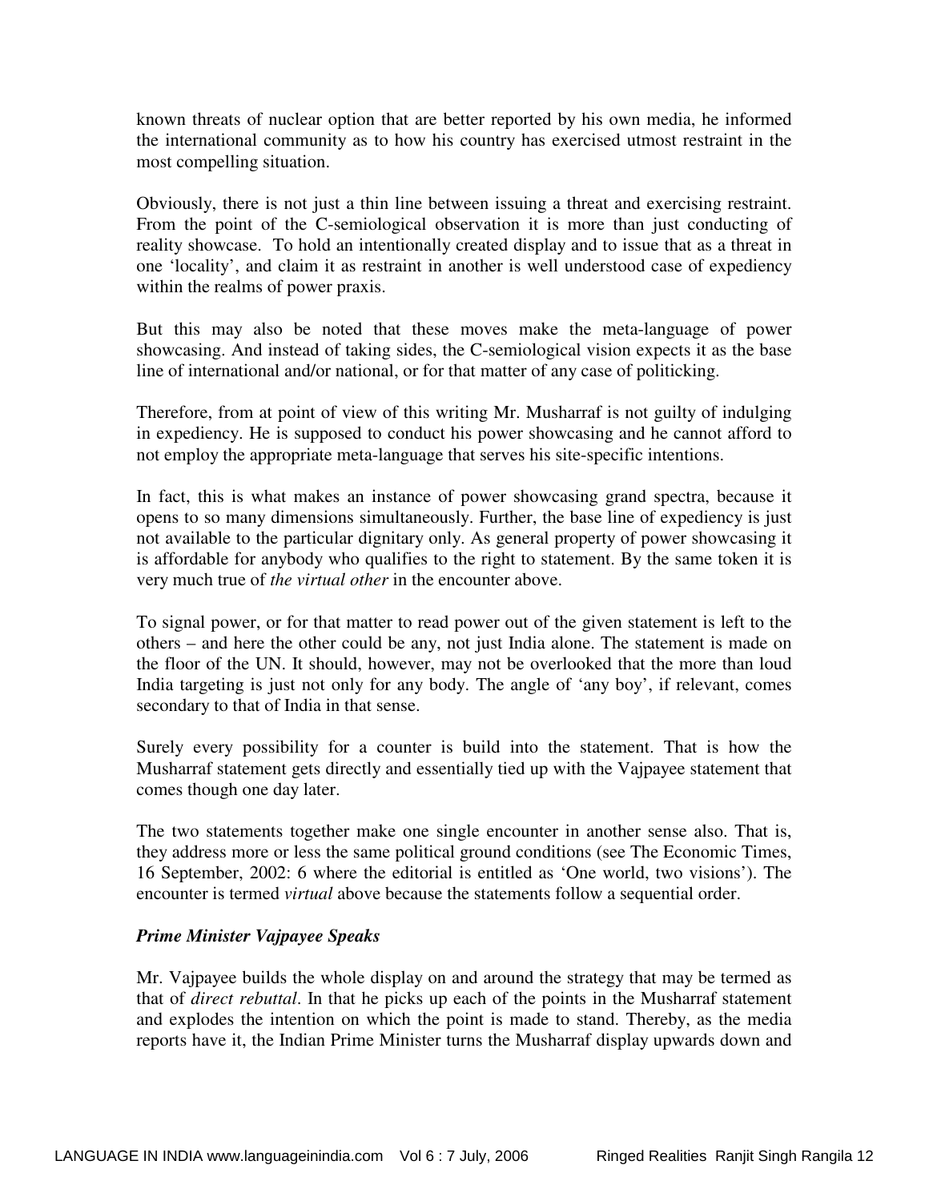known threats of nuclear option that are better reported by his own media, he informed the international community as to how his country has exercised utmost restraint in the most compelling situation.

Obviously, there is not just a thin line between issuing a threat and exercising restraint. From the point of the C-semiological observation it is more than just conducting of reality showcase. To hold an intentionally created display and to issue that as a threat in one 'locality', and claim it as restraint in another is well understood case of expediency within the realms of power praxis.

But this may also be noted that these moves make the meta-language of power showcasing. And instead of taking sides, the C-semiological vision expects it as the base line of international and/or national, or for that matter of any case of politicking.

Therefore, from at point of view of this writing Mr. Musharraf is not guilty of indulging in expediency. He is supposed to conduct his power showcasing and he cannot afford to not employ the appropriate meta-language that serves his site-specific intentions.

In fact, this is what makes an instance of power showcasing grand spectra, because it opens to so many dimensions simultaneously. Further, the base line of expediency is just not available to the particular dignitary only. As general property of power showcasing it is affordable for anybody who qualifies to the right to statement. By the same token it is very much true of *the virtual other* in the encounter above.

To signal power, or for that matter to read power out of the given statement is left to the others – and here the other could be any, not just India alone. The statement is made on the floor of the UN. It should, however, may not be overlooked that the more than loud India targeting is just not only for any body. The angle of 'any boy', if relevant, comes secondary to that of India in that sense.

Surely every possibility for a counter is build into the statement. That is how the Musharraf statement gets directly and essentially tied up with the Vajpayee statement that comes though one day later.

The two statements together make one single encounter in another sense also. That is, they address more or less the same political ground conditions (see The Economic Times, 16 September, 2002: 6 where the editorial is entitled as 'One world, two visions'). The encounter is termed *virtual* above because the statements follow a sequential order.

***Prime Minister Vajpayee Speaks***

Mr. Vajpayee builds the whole display on and around the strategy that may be termed as that of *direct rebuttal*. In that he picks up each of the points in the Musharraf statement and explodes the intention on which the point is made to stand. Thereby, as the media reports have it, the Indian Prime Minister turns the Musharraf display upwards down and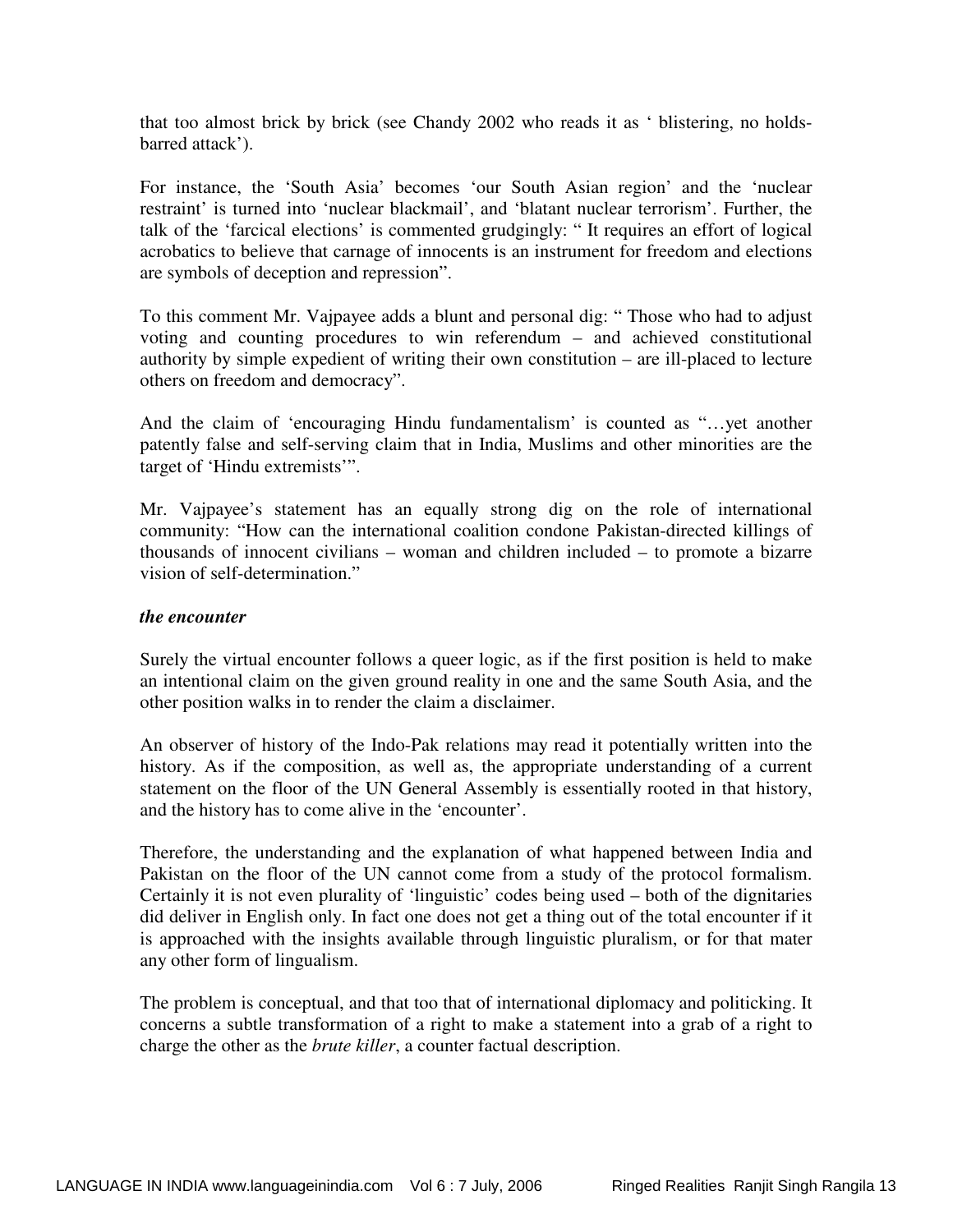that too almost brick by brick (see Chandy 2002 who reads it as ‘ blistering, no holds-barred attack’).

For instance, the ‘South Asia’ becomes ‘our South Asian region’ and the ‘nuclear restraint’ is turned into ‘nuclear blackmail’, and ‘blatant nuclear terrorism’. Further, the talk of the ‘farcical elections’ is commented grudgingly: “ It requires an effort of logical acrobatics to believe that carnage of innocents is an instrument for freedom and elections are symbols of deception and repression”.

To this comment Mr. Vajpayee adds a blunt and personal dig: “ Those who had to adjust voting and counting procedures to win referendum – and achieved constitutional authority by simple expedient of writing their own constitution – are ill-placed to lecture others on freedom and democracy”.

And the claim of ‘encouraging Hindu fundamentalism’ is counted as “…yet another patently false and self-serving claim that in India, Muslims and other minorities are the target of ‘Hindu extremists’”.

Mr. Vajpayee’s statement has an equally strong dig on the role of international community: “How can the international coalition condone Pakistan-directed killings of thousands of innocent civilians – woman and children included – to promote a bizarre vision of self-determination.”

***the encounter***

Surely the virtual encounter follows a queer logic, as if the first position is held to make an intentional claim on the given ground reality in one and the same South Asia, and the other position walks in to render the claim a disclaimer.

An observer of history of the Indo-Pak relations may read it potentially written into the history. As if the composition, as well as, the appropriate understanding of a current statement on the floor of the UN General Assembly is essentially rooted in that history, and the history has to come alive in the ‘encounter’.

Therefore, the understanding and the explanation of what happened between India and Pakistan on the floor of the UN cannot come from a study of the protocol formalism. Certainly it is not even plurality of ‘linguistic’ codes being used – both of the dignitaries did deliver in English only. In fact one does not get a thing out of the total encounter if it is approached with the insights available through linguistic pluralism, or for that mater any other form of lingualism.

The problem is conceptual, and that too that of international diplomacy and politicking. It concerns a subtle transformation of a right to make a statement into a grab of a right to charge the other as the *brute killer*, a counter factual description.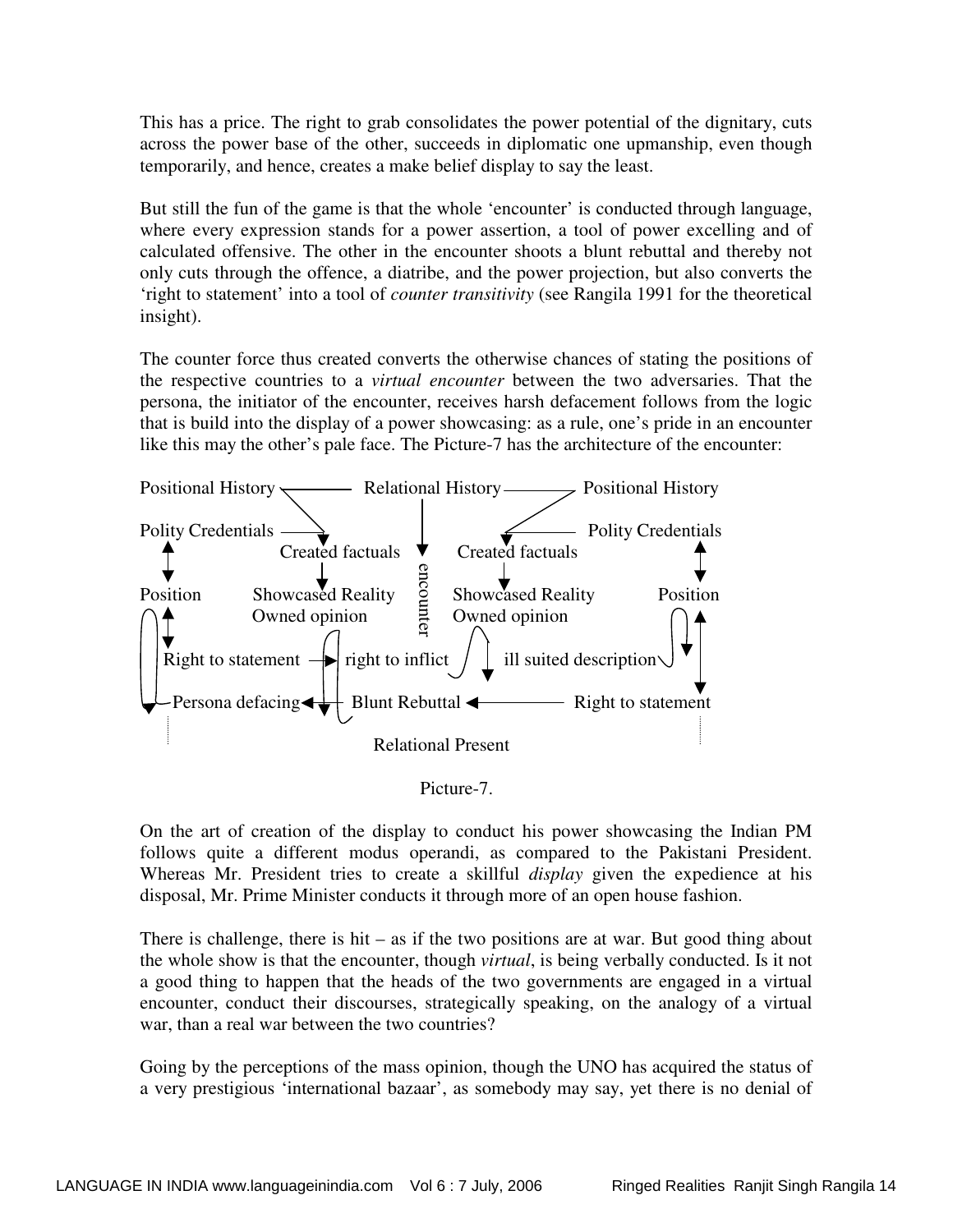This has a price. The right to grab consolidates the power potential of the dignitary, cuts across the power base of the other, succeeds in diplomatic one upmanship, even though temporarily, and hence, creates a make belief display to say the least.

But still the fun of the game is that the whole 'encounter' is conducted through language, where every expression stands for a power assertion, a tool of power excelling and of calculated offensive. The other in the encounter shoots a blunt rebuttal and thereby not only cuts through the offence, a diatribe, and the power projection, but also converts the 'right to statement' into a tool of *counter transitivity* (see Rangila 1991 for the theoretical insight).

The counter force thus created converts the otherwise chances of stating the positions of the respective countries to a *virtual encounter* between the two adversaries. That the persona, the initiator of the encounter, receives harsh defacement follows from the logic that is build into the display of a power showcasing: as a rule, one's pride in an encounter like this may the other's pale face. The Picture-7 has the architecture of the encounter:

Positional History — Relational History — Positional History

Polity Credentials — Created factuals — encounter — Created factuals — Polity Credentials

Position — Showcased Reality Owned opinion — Showcased Reality Owned opinion — Position

Right to statement → right to inflict — ill suited description

Persona defacing ← Blunt Rebuttal ← Right to statement

Relational Present

Picture-7.

On the art of creation of the display to conduct his power showcasing the Indian PM follows quite a different modus operandi, as compared to the Pakistani President. Whereas Mr. President tries to create a skillful *display* given the expedience at his disposal, Mr. Prime Minister conducts it through more of an open house fashion.

There is challenge, there is hit – as if the two positions are at war. But good thing about the whole show is that the encounter, though *virtual*, is being verbally conducted. Is it not a good thing to happen that the heads of the two governments are engaged in a virtual encounter, conduct their discourses, strategically speaking, on the analogy of a virtual war, than a real war between the two countries?

Going by the perceptions of the mass opinion, though the UNO has acquired the status of a very prestigious 'international bazaar', as somebody may say, yet there is no denial of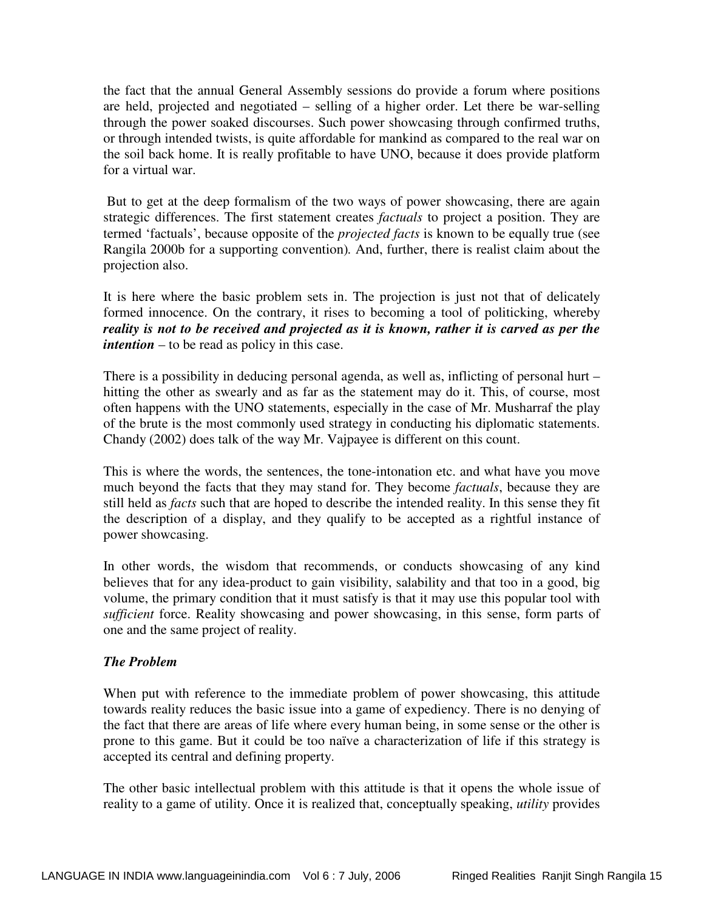the fact that the annual General Assembly sessions do provide a forum where positions are held, projected and negotiated – selling of a higher order. Let there be war-selling through the power soaked discourses. Such power showcasing through confirmed truths, or through intended twists, is quite affordable for mankind as compared to the real war on the soil back home. It is really profitable to have UNO, because it does provide platform for a virtual war.

But to get at the deep formalism of the two ways of power showcasing, there are again strategic differences. The first statement creates *factuals* to project a position. They are termed 'factuals', because opposite of the *projected facts* is known to be equally true (see Rangila 2000b for a supporting convention). And, further, there is realist claim about the projection also.

It is here where the basic problem sets in. The projection is just not that of delicately formed innocence. On the contrary, it rises to becoming a tool of politicking, whereby ***reality is not to be received and projected as it is known, rather it is carved as per the intention*** – to be read as policy in this case.

There is a possibility in deducing personal agenda, as well as, inflicting of personal hurt – hitting the other as swearly and as far as the statement may do it. This, of course, most often happens with the UNO statements, especially in the case of Mr. Musharraf the play of the brute is the most commonly used strategy in conducting his diplomatic statements. Chandy (2002) does talk of the way Mr. Vajpayee is different on this count.

This is where the words, the sentences, the tone-intonation etc. and what have you move much beyond the facts that they may stand for. They become *factuals*, because they are still held as *facts* such that are hoped to describe the intended reality. In this sense they fit the description of a display, and they qualify to be accepted as a rightful instance of power showcasing.

In other words, the wisdom that recommends, or conducts showcasing of any kind believes that for any idea-product to gain visibility, salability and that too in a good, big volume, the primary condition that it must satisfy is that it may use this popular tool with *sufficient* force. Reality showcasing and power showcasing, in this sense, form parts of one and the same project of reality.

### *The Problem*

When put with reference to the immediate problem of power showcasing, this attitude towards reality reduces the basic issue into a game of expediency. There is no denying of the fact that there are areas of life where every human being, in some sense or the other is prone to this game. But it could be too naïve a characterization of life if this strategy is accepted its central and defining property.

The other basic intellectual problem with this attitude is that it opens the whole issue of reality to a game of utility. Once it is realized that, conceptually speaking, *utility* provides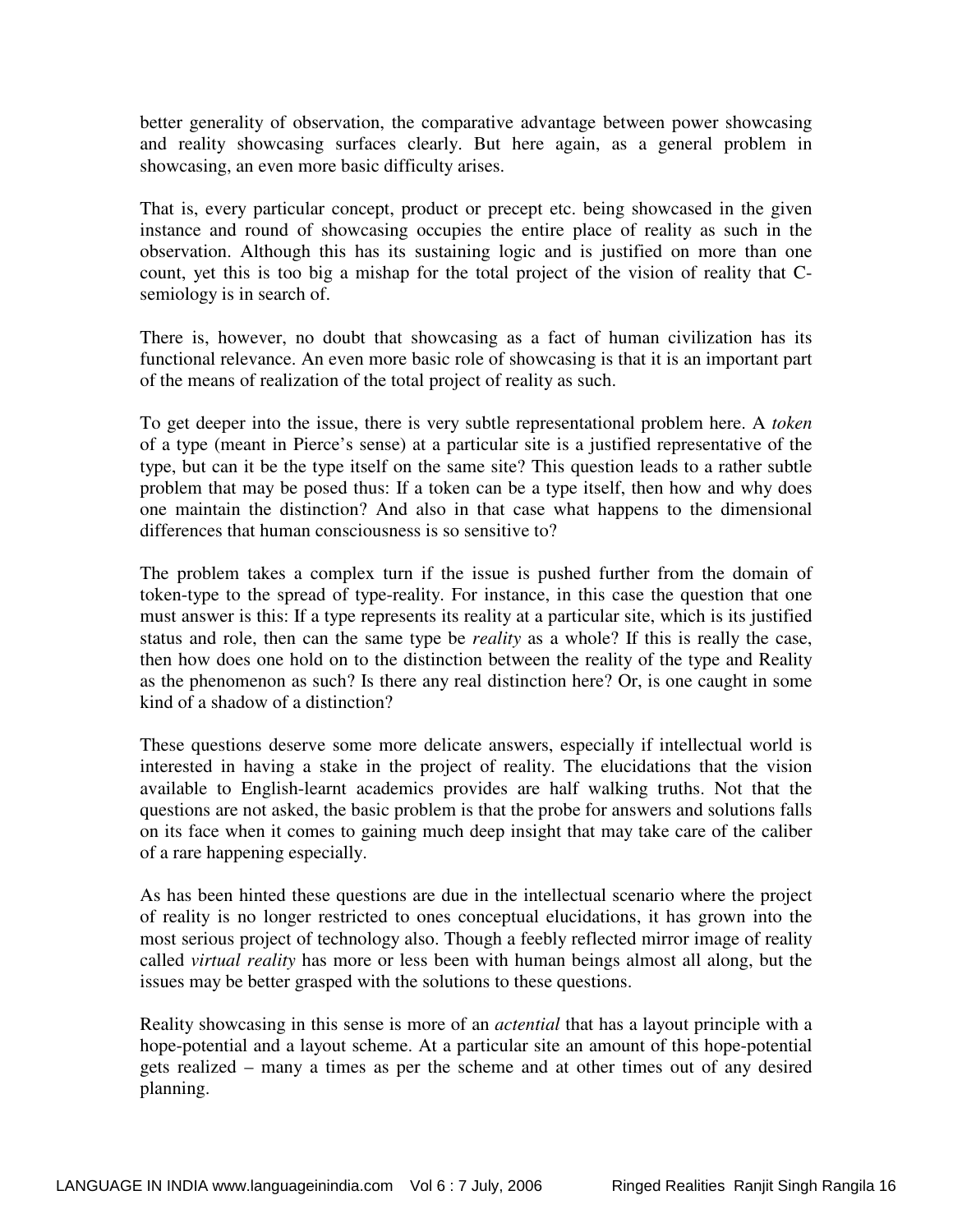better generality of observation, the comparative advantage between power showcasing and reality showcasing surfaces clearly. But here again, as a general problem in showcasing, an even more basic difficulty arises.

That is, every particular concept, product or precept etc. being showcased in the given instance and round of showcasing occupies the entire place of reality as such in the observation. Although this has its sustaining logic and is justified on more than one count, yet this is too big a mishap for the total project of the vision of reality that C-semiology is in search of.

There is, however, no doubt that showcasing as a fact of human civilization has its functional relevance. An even more basic role of showcasing is that it is an important part of the means of realization of the total project of reality as such.

To get deeper into the issue, there is very subtle representational problem here. A *token* of a type (meant in Pierce's sense) at a particular site is a justified representative of the type, but can it be the type itself on the same site? This question leads to a rather subtle problem that may be posed thus: If a token can be a type itself, then how and why does one maintain the distinction? And also in that case what happens to the dimensional differences that human consciousness is so sensitive to?

The problem takes a complex turn if the issue is pushed further from the domain of token-type to the spread of type-reality. For instance, in this case the question that one must answer is this: If a type represents its reality at a particular site, which is its justified status and role, then can the same type be *reality* as a whole? If this is really the case, then how does one hold on to the distinction between the reality of the type and Reality as the phenomenon as such? Is there any real distinction here? Or, is one caught in some kind of a shadow of a distinction?

These questions deserve some more delicate answers, especially if intellectual world is interested in having a stake in the project of reality. The elucidations that the vision available to English-learnt academics provides are half walking truths. Not that the questions are not asked, the basic problem is that the probe for answers and solutions falls on its face when it comes to gaining much deep insight that may take care of the caliber of a rare happening especially.

As has been hinted these questions are due in the intellectual scenario where the project of reality is no longer restricted to ones conceptual elucidations, it has grown into the most serious project of technology also. Though a feebly reflected mirror image of reality called *virtual reality* has more or less been with human beings almost all along, but the issues may be better grasped with the solutions to these questions.

Reality showcasing in this sense is more of an *actential* that has a layout principle with a hope-potential and a layout scheme. At a particular site an amount of this hope-potential gets realized – many a times as per the scheme and at other times out of any desired planning.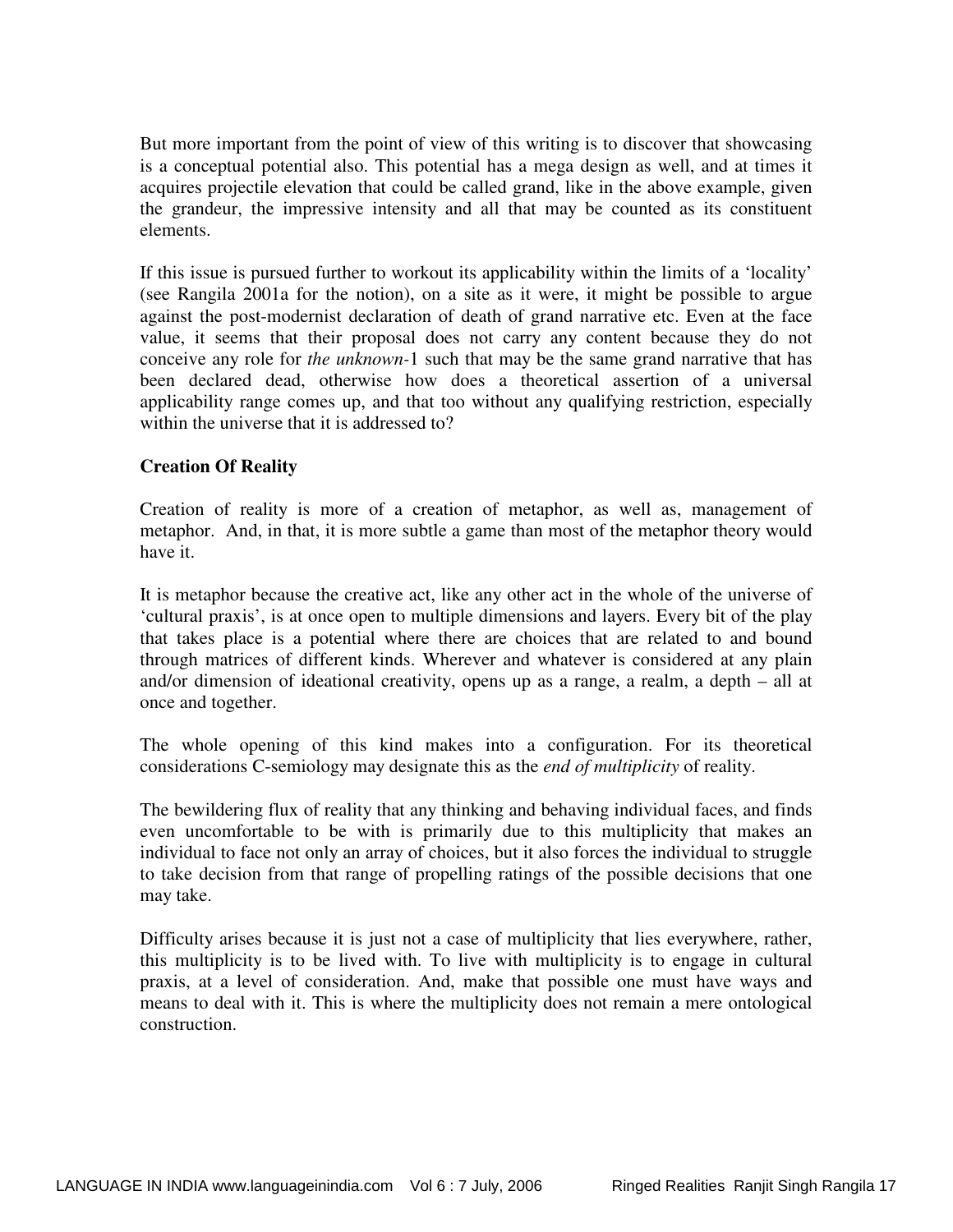But more important from the point of view of this writing is to discover that showcasing is a conceptual potential also. This potential has a mega design as well, and at times it acquires projectile elevation that could be called grand, like in the above example, given the grandeur, the impressive intensity and all that may be counted as its constituent elements.

If this issue is pursued further to workout its applicability within the limits of a 'locality' (see Rangila 2001a for the notion), on a site as it were, it might be possible to argue against the post-modernist declaration of death of grand narrative etc. Even at the face value, it seems that their proposal does not carry any content because they do not conceive any role for *the unknown*-1 such that may be the same grand narrative that has been declared dead, otherwise how does a theoretical assertion of a universal applicability range comes up, and that too without any qualifying restriction, especially within the universe that it is addressed to?

**Creation Of Reality**

Creation of reality is more of a creation of metaphor, as well as, management of metaphor. And, in that, it is more subtle a game than most of the metaphor theory would have it.

It is metaphor because the creative act, like any other act in the whole of the universe of 'cultural praxis', is at once open to multiple dimensions and layers. Every bit of the play that takes place is a potential where there are choices that are related to and bound through matrices of different kinds. Wherever and whatever is considered at any plain and/or dimension of ideational creativity, opens up as a range, a realm, a depth – all at once and together.

The whole opening of this kind makes into a configuration. For its theoretical considerations C-semiology may designate this as the *end of multiplicity* of reality.

The bewildering flux of reality that any thinking and behaving individual faces, and finds even uncomfortable to be with is primarily due to this multiplicity that makes an individual to face not only an array of choices, but it also forces the individual to struggle to take decision from that range of propelling ratings of the possible decisions that one may take.

Difficulty arises because it is just not a case of multiplicity that lies everywhere, rather, this multiplicity is to be lived with. To live with multiplicity is to engage in cultural praxis, at a level of consideration. And, make that possible one must have ways and means to deal with it. This is where the multiplicity does not remain a mere ontological construction.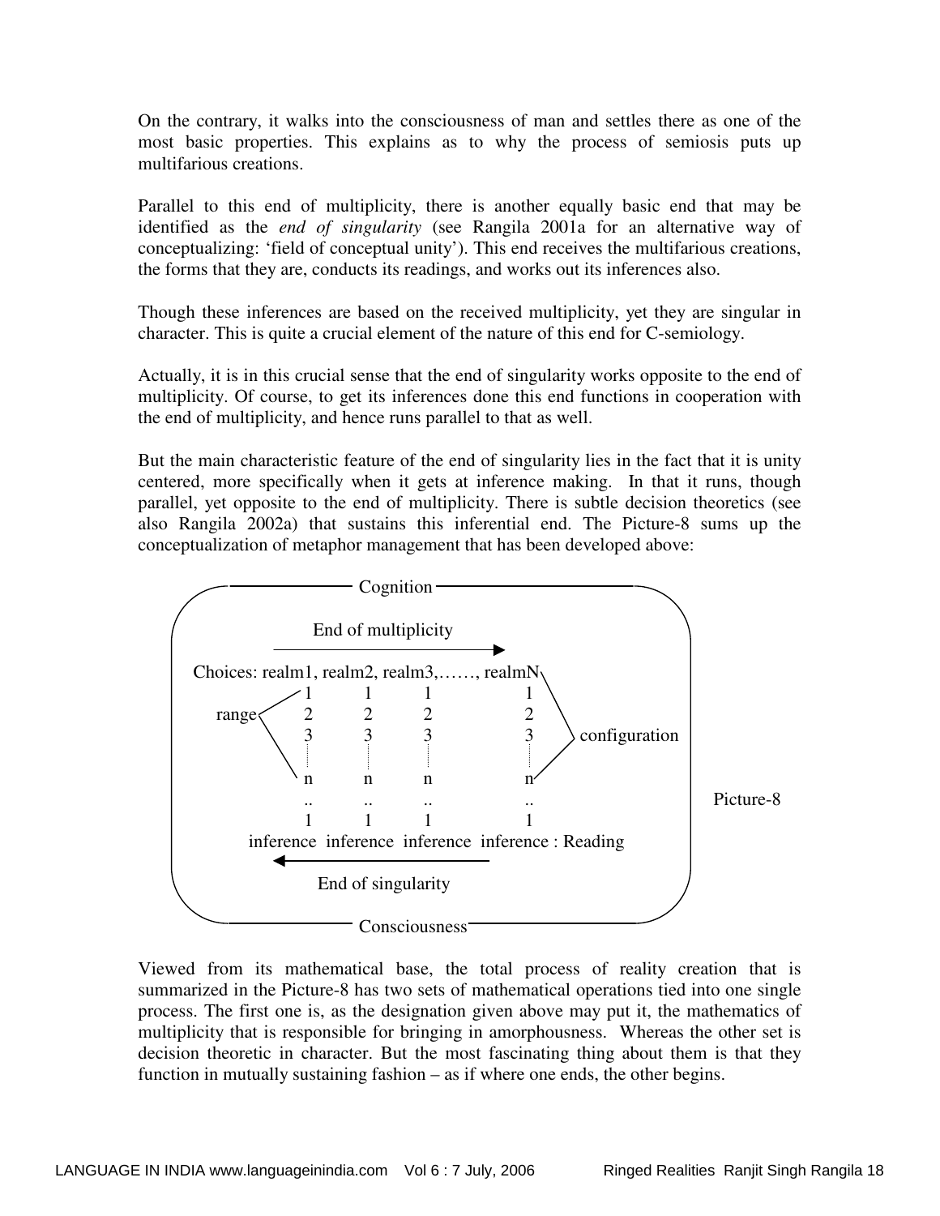On the contrary, it walks into the consciousness of man and settles there as one of the most basic properties. This explains as to why the process of semiosis puts up multifarious creations.

Parallel to this end of multiplicity, there is another equally basic end that may be identified as the *end of singularity* (see Rangila 2001a for an alternative way of conceptualizing: 'field of conceptual unity'). This end receives the multifarious creations, the forms that they are, conducts its readings, and works out its inferences also.

Though these inferences are based on the received multiplicity, yet they are singular in character. This is quite a crucial element of the nature of this end for C-semiology.

Actually, it is in this crucial sense that the end of singularity works opposite to the end of multiplicity. Of course, to get its inferences done this end functions in cooperation with the end of multiplicity, and hence runs parallel to that as well.

But the main characteristic feature of the end of singularity lies in the fact that it is unity centered, more specifically when it gets at inference making. In that it runs, though parallel, yet opposite to the end of multiplicity. There is subtle decision theoretics (see also Rangila 2002a) that sustains this inferential end. The Picture-8 sums up the conceptualization of metaphor management that has been developed above:

```
                         Cognition

                  End of multiplicity
                 ------------------------>
     Choices: realm1, realm2, realm3,……, realmN
                 1       1       1          1
       range     2       2       2          2
                 3       3       3          3      configuration
                 :       :       :          :
                 n       n       n          n
                 ..      ..      ..         ..
                 1       1       1          1
          inference  inference  inference  inference : Reading
                 <------------------------
                    End of singularity

                       Consciousness
```

Picture-8

Viewed from its mathematical base, the total process of reality creation that is summarized in the Picture-8 has two sets of mathematical operations tied into one single process. The first one is, as the designation given above may put it, the mathematics of multiplicity that is responsible for bringing in amorphousness. Whereas the other set is decision theoretic in character. But the most fascinating thing about them is that they function in mutually sustaining fashion – as if where one ends, the other begins.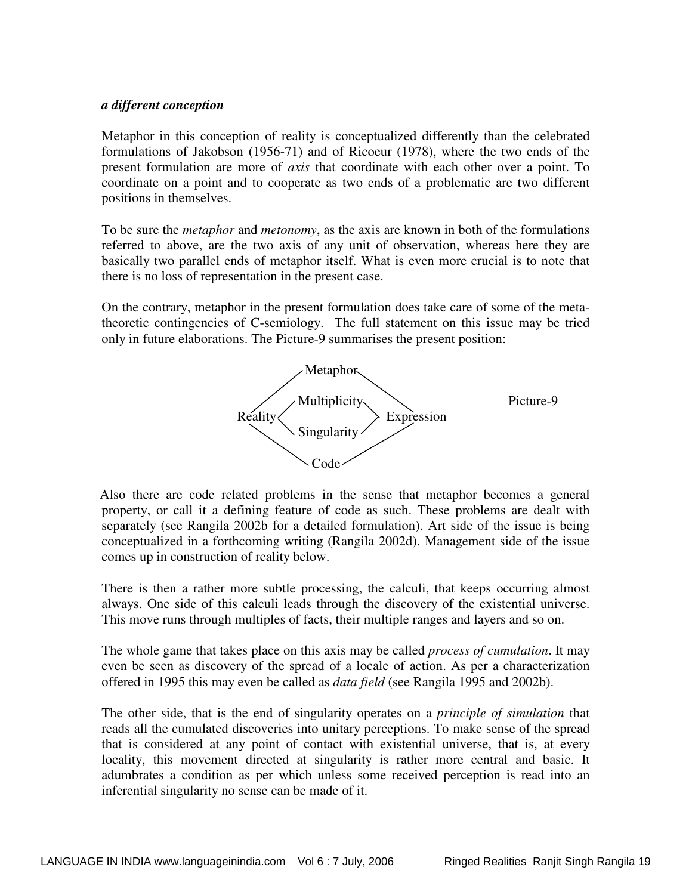***a different conception***

Metaphor in this conception of reality is conceptualized differently than the celebrated formulations of Jakobson (1956-71) and of Ricoeur (1978), where the two ends of the present formulation are more of *axis* that coordinate with each other over a point. To coordinate on a point and to cooperate as two ends of a problematic are two different positions in themselves.

To be sure the *metaphor* and *metonomy*, as the axis are known in both of the formulations referred to above, are the two axis of any unit of observation, whereas here they are basically two parallel ends of metaphor itself. What is even more crucial is to note that there is no loss of representation in the present case.

On the contrary, metaphor in the present formulation does take care of some of the meta-theoretic contingencies of C-semiology. The full statement on this issue may be tried only in future elaborations. The Picture-9 summarises the present position:

```
                 Metaphor
              /            \
             /  Multiplicity \
     Reality <                > Expression
             \  Singularity  /
              \              /
                  Code
```

Picture-9

Also there are code related problems in the sense that metaphor becomes a general property, or call it a defining feature of code as such. These problems are dealt with separately (see Rangila 2002b for a detailed formulation). Art side of the issue is being conceptualized in a forthcoming writing (Rangila 2002d). Management side of the issue comes up in construction of reality below.

There is then a rather more subtle processing, the calculi, that keeps occurring almost always. One side of this calculi leads through the discovery of the existential universe. This move runs through multiples of facts, their multiple ranges and layers and so on.

The whole game that takes place on this axis may be called *process of cumulation*. It may even be seen as discovery of the spread of a locale of action. As per a characterization offered in 1995 this may even be called as *data field* (see Rangila 1995 and 2002b).

The other side, that is the end of singularity operates on a *principle of simulation* that reads all the cumulated discoveries into unitary perceptions. To make sense of the spread that is considered at any point of contact with existential universe, that is, at every locality, this movement directed at singularity is rather more central and basic. It adumbrates a condition as per which unless some received perception is read into an inferential singularity no sense can be made of it.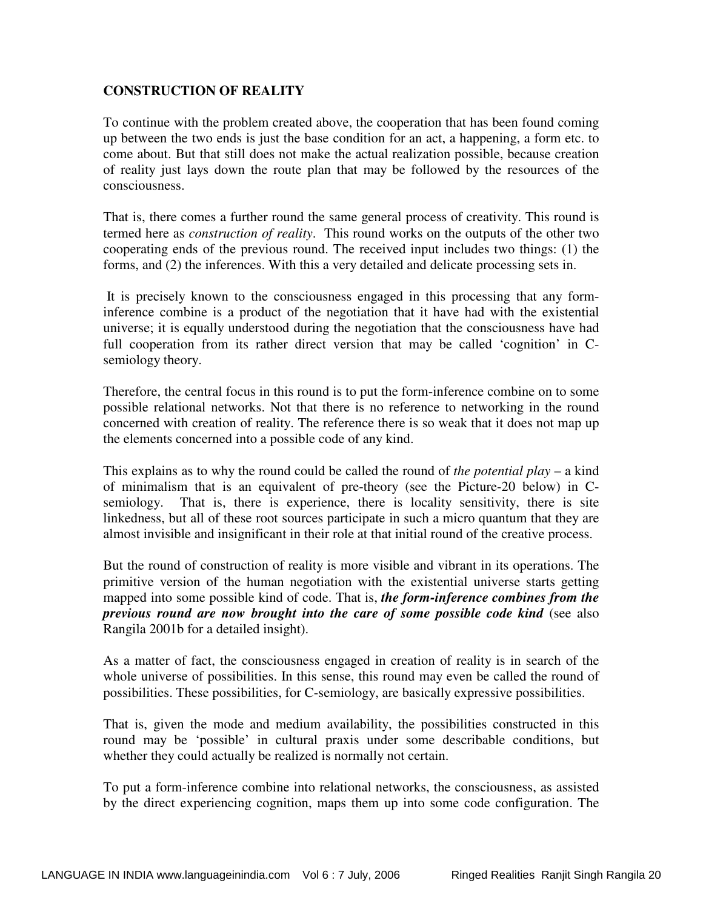**CONSTRUCTION OF REALITY**

To continue with the problem created above, the cooperation that has been found coming up between the two ends is just the base condition for an act, a happening, a form etc. to come about. But that still does not make the actual realization possible, because creation of reality just lays down the route plan that may be followed by the resources of the consciousness.

That is, there comes a further round the same general process of creativity. This round is termed here as *construction of reality*. This round works on the outputs of the other two cooperating ends of the previous round. The received input includes two things: (1) the forms, and (2) the inferences. With this a very detailed and delicate processing sets in.

It is precisely known to the consciousness engaged in this processing that any form-inference combine is a product of the negotiation that it have had with the existential universe; it is equally understood during the negotiation that the consciousness have had full cooperation from its rather direct version that may be called 'cognition' in C-semiology theory.

Therefore, the central focus in this round is to put the form-inference combine on to some possible relational networks. Not that there is no reference to networking in the round concerned with creation of reality. The reference there is so weak that it does not map up the elements concerned into a possible code of any kind.

This explains as to why the round could be called the round of *the potential play* – a kind of minimalism that is an equivalent of pre-theory (see the Picture-20 below) in C-semiology. That is, there is experience, there is locality sensitivity, there is site linkedness, but all of these root sources participate in such a micro quantum that they are almost invisible and insignificant in their role at that initial round of the creative process.

But the round of construction of reality is more visible and vibrant in its operations. The primitive version of the human negotiation with the existential universe starts getting mapped into some possible kind of code. That is, ***the form-inference combines from the previous round are now brought into the care of some possible code kind*** (see also Rangila 2001b for a detailed insight).

As a matter of fact, the consciousness engaged in creation of reality is in search of the whole universe of possibilities. In this sense, this round may even be called the round of possibilities. These possibilities, for C-semiology, are basically expressive possibilities.

That is, given the mode and medium availability, the possibilities constructed in this round may be 'possible' in cultural praxis under some describable conditions, but whether they could actually be realized is normally not certain.

To put a form-inference combine into relational networks, the consciousness, as assisted by the direct experiencing cognition, maps them up into some code configuration. The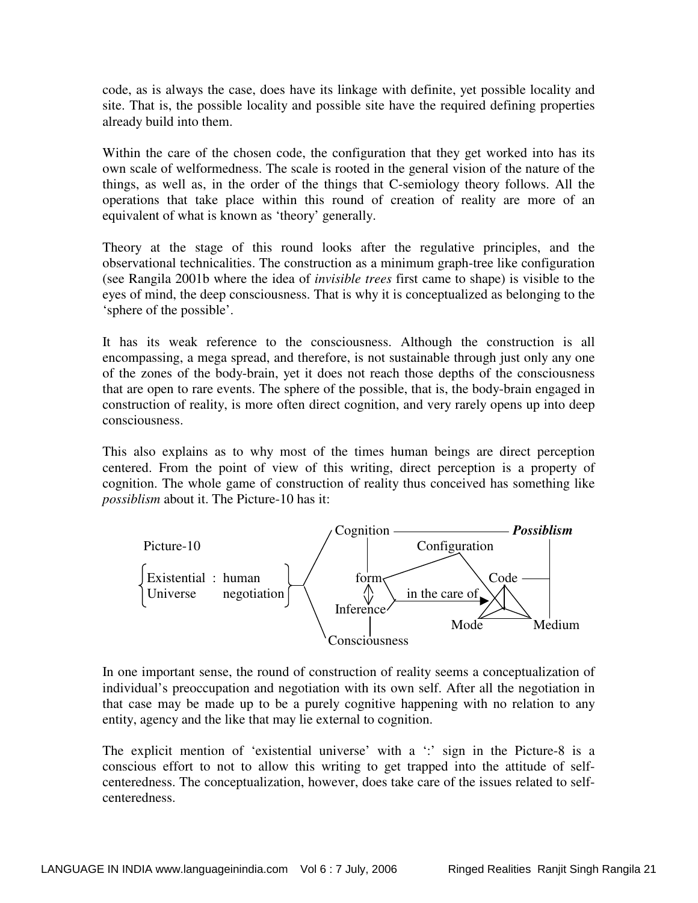code, as is always the case, does have its linkage with definite, yet possible locality and site. That is, the possible locality and possible site have the required defining properties already build into them.

Within the care of the chosen code, the configuration that they get worked into has its own scale of welformedness. The scale is rooted in the general vision of the nature of the things, as well as, in the order of the things that C-semiology theory follows. All the operations that take place within this round of creation of reality are more of an equivalent of what is known as 'theory' generally.

Theory at the stage of this round looks after the regulative principles, and the observational technicalities. The construction as a minimum graph-tree like configuration (see Rangila 2001b where the idea of *invisible trees* first came to shape) is visible to the eyes of mind, the deep consciousness. That is why it is conceptualized as belonging to the 'sphere of the possible'.

It has its weak reference to the consciousness. Although the construction is all encompassing, a mega spread, and therefore, is not sustainable through just only any one of the zones of the body-brain, yet it does not reach those depths of the consciousness that are open to rare events. The sphere of the possible, that is, the body-brain engaged in construction of reality, is more often direct cognition, and very rarely opens up into deep consciousness.

This also explains as to why most of the times human beings are direct perception centered. From the point of view of this writing, direct perception is a property of cognition. The whole game of construction of reality thus conceived has something like *possiblism* about it. The Picture-10 has it:

Picture-10

{Existential : human / Universe negotiation} — Cognition — ***Possiblism*** / Configuration / form ⇕ Inference — in the care of → Code, Mode, Medium / Consciousness

In one important sense, the round of construction of reality seems a conceptualization of individual's preoccupation and negotiation with its own self. After all the negotiation in that case may be made up to be a purely cognitive happening with no relation to any entity, agency and the like that may lie external to cognition.

The explicit mention of 'existential universe' with a ':' sign in the Picture-8 is a conscious effort to not to allow this writing to get trapped into the attitude of self-centeredness. The conceptualization, however, does take care of the issues related to self-centeredness.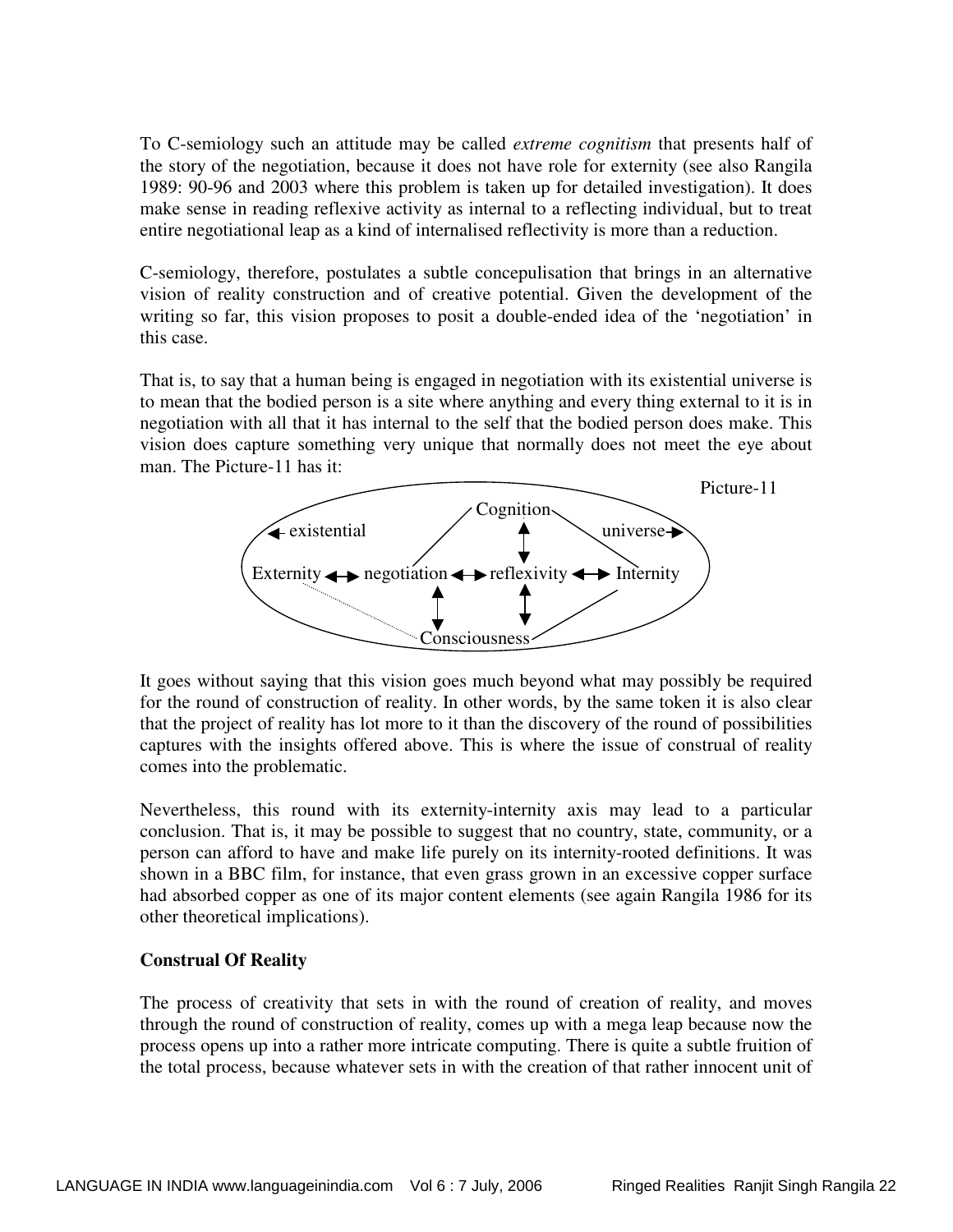To C-semiology such an attitude may be called *extreme cognitism* that presents half of the story of the negotiation, because it does not have role for externity (see also Rangila 1989: 90-96 and 2003 where this problem is taken up for detailed investigation). It does make sense in reading reflexive activity as internal to a reflecting individual, but to treat entire negotiational leap as a kind of internalised reflectivity is more than a reduction.

C-semiology, therefore, postulates a subtle concepulisation that brings in an alternative vision of reality construction and of creative potential. Given the development of the writing so far, this vision proposes to posit a double-ended idea of the 'negotiation' in this case.

That is, to say that a human being is engaged in negotiation with its existential universe is to mean that the bodied person is a site where anything and every thing external to it is in negotiation with all that it has internal to the self that the bodied person does make. This vision does capture something very unique that normally does not meet the eye about man. The Picture-11 has it:

Picture-11

```
                          Cognition
   ← existential              ↕                 universe →

Externity ↔ negotiation ↔ reflexivity ↔ Internity
                 ↕              ↕

                     Consciousness
```

It goes without saying that this vision goes much beyond what may possibly be required for the round of construction of reality. In other words, by the same token it is also clear that the project of reality has lot more to it than the discovery of the round of possibilities captures with the insights offered above. This is where the issue of construal of reality comes into the problematic.

Nevertheless, this round with its externity-internity axis may lead to a particular conclusion. That is, it may be possible to suggest that no country, state, community, or a person can afford to have and make life purely on its internity-rooted definitions. It was shown in a BBC film, for instance, that even grass grown in an excessive copper surface had absorbed copper as one of its major content elements (see again Rangila 1986 for its other theoretical implications).

**Construal Of Reality**

The process of creativity that sets in with the round of creation of reality, and moves through the round of construction of reality, comes up with a mega leap because now the process opens up into a rather more intricate computing. There is quite a subtle fruition of the total process, because whatever sets in with the creation of that rather innocent unit of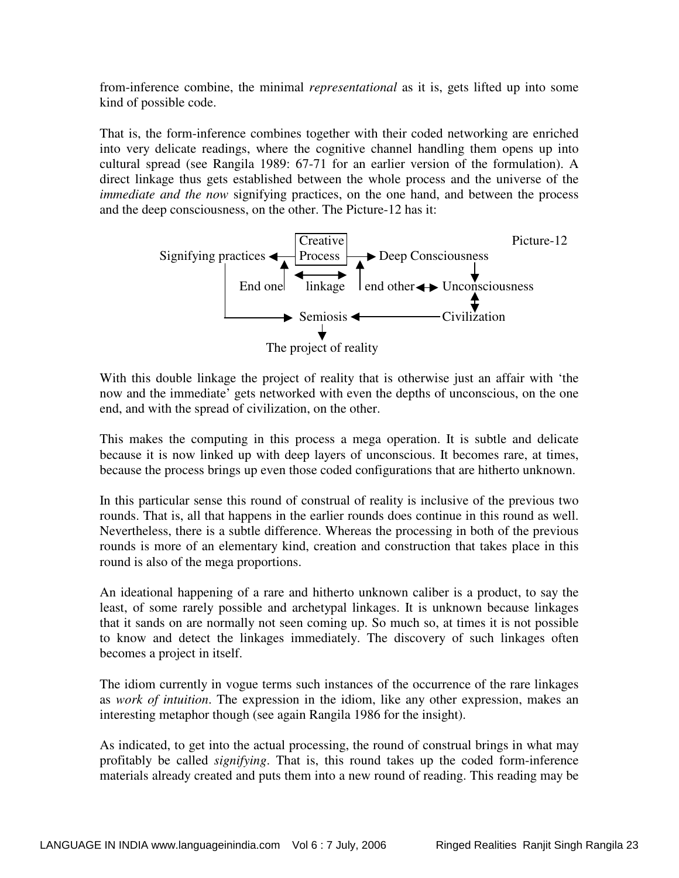from-inference combine, the minimal *representational* as it is, gets lifted up into some kind of possible code.

That is, the form-inference combines together with their coded networking are enriched into very delicate readings, where the cognitive channel handling them opens up into cultural spread (see Rangila 1989: 67-71 for an earlier version of the formulation). A direct linkage thus gets established between the whole process and the universe of the *immediate and the now* signifying practices, on the one hand, and between the process and the deep consciousness, on the other. The Picture-12 has it:

```
                         Creative                                  Picture-12
Signifying practices ◄── Process ───► Deep Consciousness
        |          ▲                ▲             |
        |   End one|   ◄─linkage─►  |end other ◄► Unconsciousness
        |                                         ▲▼
        └────────────► Semiosis ◄─────────── Civilization
                          |
                          ▼
                  The project of reality
```

With this double linkage the project of reality that is otherwise just an affair with 'the now and the immediate' gets networked with even the depths of unconscious, on the one end, and with the spread of civilization, on the other.

This makes the computing in this process a mega operation. It is subtle and delicate because it is now linked up with deep layers of unconscious. It becomes rare, at times, because the process brings up even those coded configurations that are hitherto unknown.

In this particular sense this round of construal of reality is inclusive of the previous two rounds. That is, all that happens in the earlier rounds does continue in this round as well. Nevertheless, there is a subtle difference. Whereas the processing in both of the previous rounds is more of an elementary kind, creation and construction that takes place in this round is also of the mega proportions.

An ideational happening of a rare and hitherto unknown caliber is a product, to say the least, of some rarely possible and archetypal linkages. It is unknown because linkages that it sands on are normally not seen coming up. So much so, at times it is not possible to know and detect the linkages immediately. The discovery of such linkages often becomes a project in itself.

The idiom currently in vogue terms such instances of the occurrence of the rare linkages as *work of intuition*. The expression in the idiom, like any other expression, makes an interesting metaphor though (see again Rangila 1986 for the insight).

As indicated, to get into the actual processing, the round of construal brings in what may profitably be called *signifying*. That is, this round takes up the coded form-inference materials already created and puts them into a new round of reading. This reading may be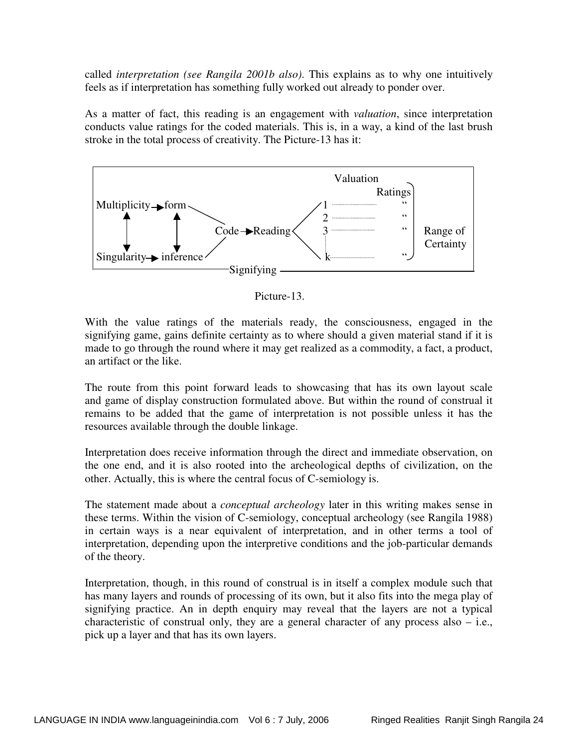called *interpretation (see Rangila 2001b also)*. This explains as to why one intuitively feels as if interpretation has something fully worked out already to ponder over.

As a matter of fact, this reading is an engagement with *valuation*, since interpretation conducts value ratings for the coded materials. This is, in a way, a kind of the last brush stroke in the total process of creativity. The Picture-13 has it:

```
                                                   Valuation
                                                         Ratings
Multiplicity → form                        1 ..........    "
     ↕           ↕                          2 ..........    "
                        Code → Reading      3 ..........    "     Range of
                                            :                     Certainty
Singularity → inference                     k ..........    "
─────────────────────────── Signifying ───────────────────────────
```

Picture-13.

With the value ratings of the materials ready, the consciousness, engaged in the signifying game, gains definite certainty as to where should a given material stand if it is made to go through the round where it may get realized as a commodity, a fact, a product, an artifact or the like.

The route from this point forward leads to showcasing that has its own layout scale and game of display construction formulated above. But within the round of construal it remains to be added that the game of interpretation is not possible unless it has the resources available through the double linkage.

Interpretation does receive information through the direct and immediate observation, on the one end, and it is also rooted into the archeological depths of civilization, on the other. Actually, this is where the central focus of C-semiology is.

The statement made about a *conceptual archeology* later in this writing makes sense in these terms. Within the vision of C-semiology, conceptual archeology (see Rangila 1988) in certain ways is a near equivalent of interpretation, and in other terms a tool of interpretation, depending upon the interpretive conditions and the job-particular demands of the theory.

Interpretation, though, in this round of construal is in itself a complex module such that has many layers and rounds of processing of its own, but it also fits into the mega play of signifying practice. An in depth enquiry may reveal that the layers are not a typical characteristic of construal only, they are a general character of any process also – i.e., pick up a layer and that has its own layers.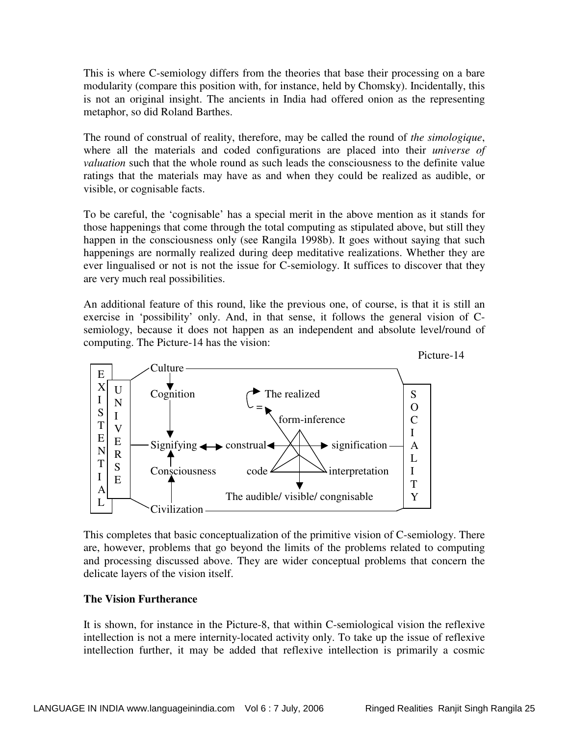This is where C-semiology differs from the theories that base their processing on a bare modularity (compare this position with, for instance, held by Chomsky). Incidentally, this is not an original insight. The ancients in India had offered onion as the representing metaphor, so did Roland Barthes.

The round of construal of reality, therefore, may be called the round of *the simologique*, where all the materials and coded configurations are placed into their *universe of valuation* such that the whole round as such leads the consciousness to the definite value ratings that the materials may have as and when they could be realized as audible, or visible, or cognisable facts.

To be careful, the 'cognisable' has a special merit in the above mention as it stands for those happenings that come through the total computing as stipulated above, but still they happen in the consciousness only (see Rangila 1998b). It goes without saying that such happenings are normally realized during deep meditative realizations. Whether they are ever lingualised or not is not the issue for C-semiology. It suffices to discover that they are very much real possibilities.

An additional feature of this round, like the previous one, of course, is that it is still an exercise in 'possibility' only. And, in that sense, it follows the general vision of C-semiology, because it does not happen as an independent and absolute level/round of computing. The Picture-14 has the vision:

Picture-14

EXISTENTIAL | UNIVERSE | Culture → Cognition → Signifying ← Consciousness ← Civilization | Signifying ↔ construal ↔ signification | The realized = form-inference | code — interpretation | The audible/ visible/ congnisable | SOCIALITY

This completes that basic conceptualization of the primitive vision of C-semiology. There are, however, problems that go beyond the limits of the problems related to computing and processing discussed above. They are wider conceptual problems that concern the delicate layers of the vision itself.

**The Vision Furtherance**

It is shown, for instance in the Picture-8, that within C-semiological vision the reflexive intellection is not a mere internity-located activity only. To take up the issue of reflexive intellection further, it may be added that reflexive intellection is primarily a cosmic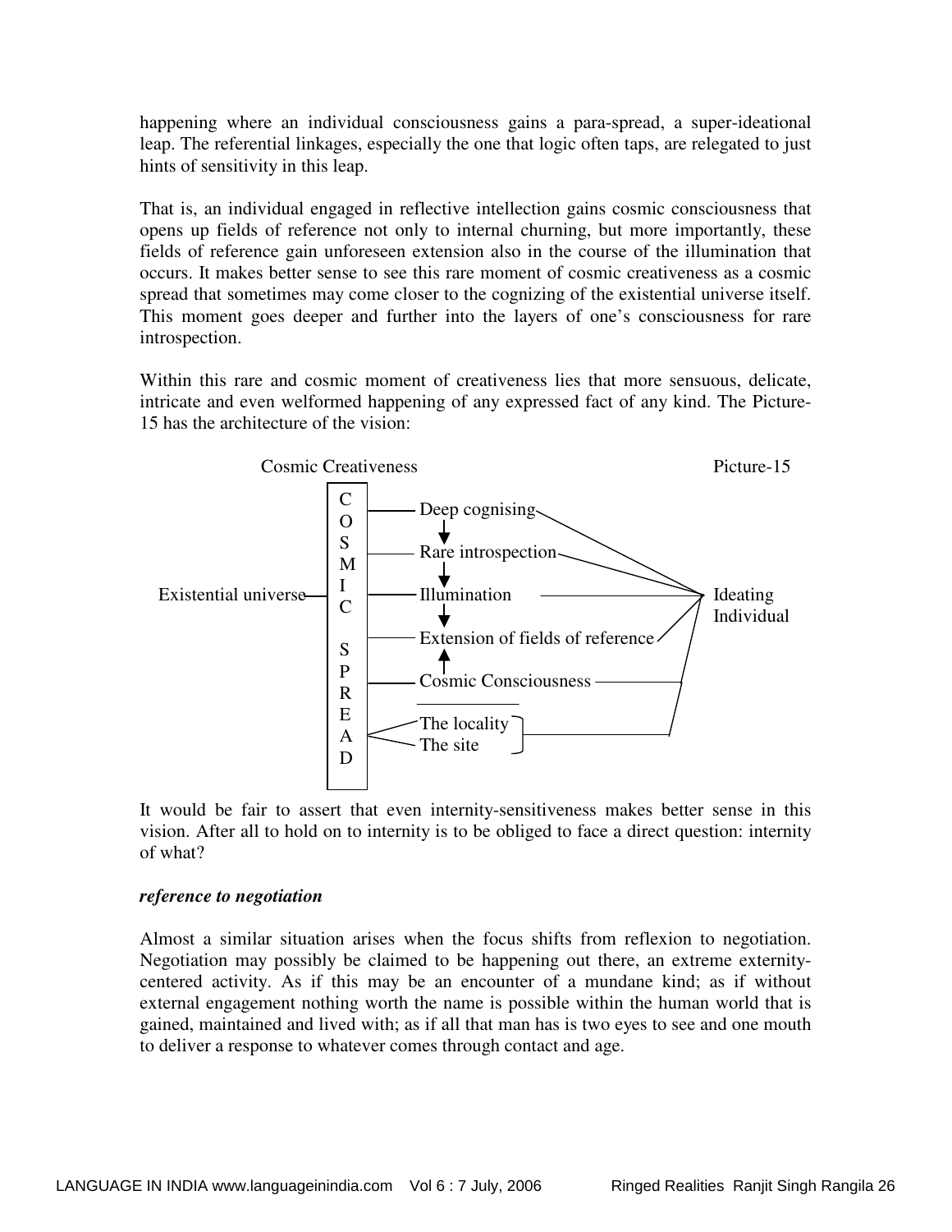happening where an individual consciousness gains a para-spread, a super-ideational leap. The referential linkages, especially the one that logic often taps, are relegated to just hints of sensitivity in this leap.

That is, an individual engaged in reflective intellection gains cosmic consciousness that opens up fields of reference not only to internal churning, but more importantly, these fields of reference gain unforeseen extension also in the course of the illumination that occurs. It makes better sense to see this rare moment of cosmic creativeness as a cosmic spread that sometimes may come closer to the cognizing of the existential universe itself. This moment goes deeper and further into the layers of one's consciousness for rare introspection.

Within this rare and cosmic moment of creativeness lies that more sensuous, delicate, intricate and even welformed happening of any expressed fact of any kind. The Picture-15 has the architecture of the vision:

Cosmic Creativeness — Picture-15

Existential universe — COSMIC SPREAD

- Deep cognising
- ↓ Rare introspection
- ↓ Illumination
- ↓ Extension of fields of reference
- ↑ Cosmic Consciousness
- The locality / The site

→ Ideating Individual

It would be fair to assert that even internity-sensitiveness makes better sense in this vision. After all to hold on to internity is to be obliged to face a direct question: internity of what?

***reference to negotiation***

Almost a similar situation arises when the focus shifts from reflexion to negotiation. Negotiation may possibly be claimed to be happening out there, an extreme externity-centered activity. As if this may be an encounter of a mundane kind; as if without external engagement nothing worth the name is possible within the human world that is gained, maintained and lived with; as if all that man has is two eyes to see and one mouth to deliver a response to whatever comes through contact and age.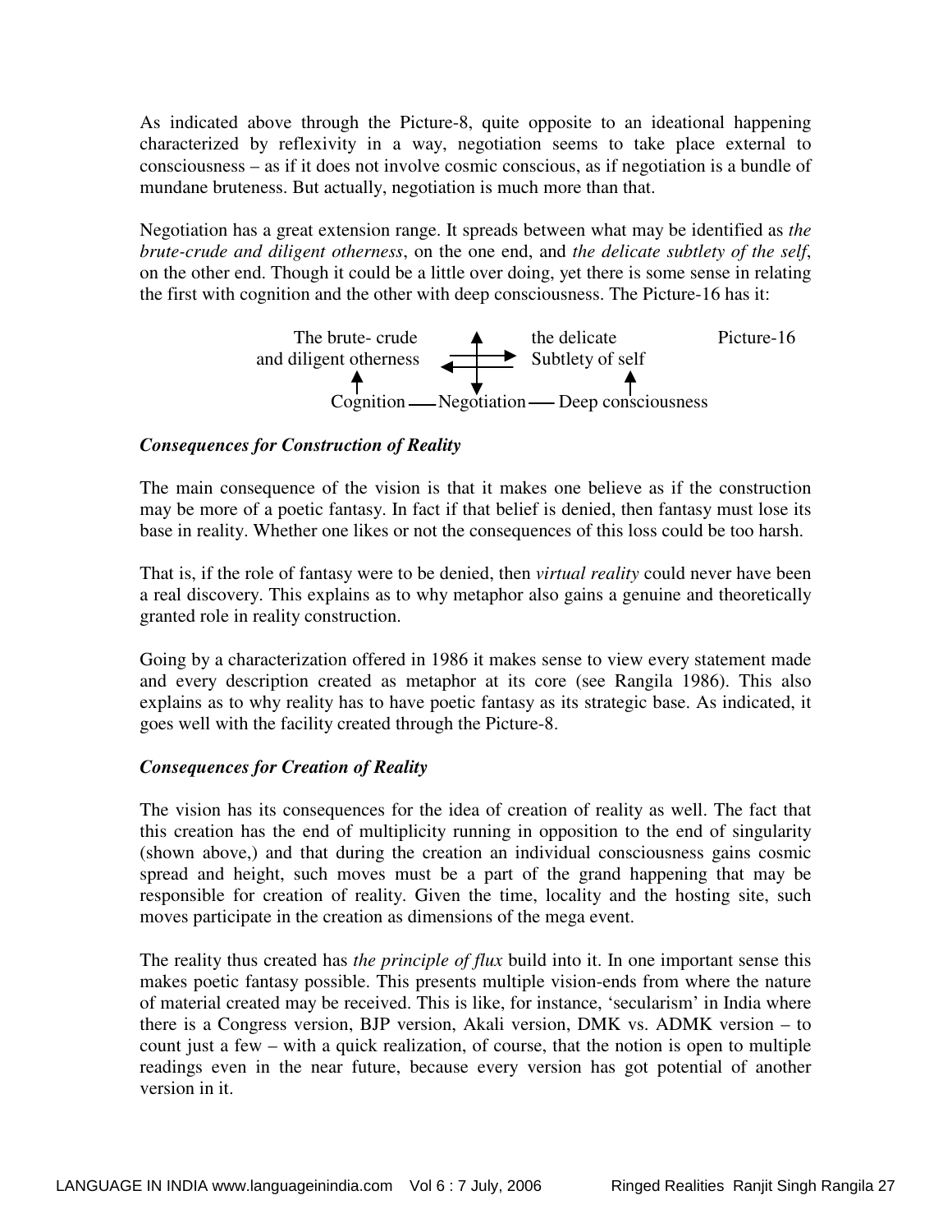As indicated above through the Picture-8, quite opposite to an ideational happening characterized by reflexivity in a way, negotiation seems to take place external to consciousness – as if it does not involve cosmic conscious, as if negotiation is a bundle of mundane bruteness. But actually, negotiation is much more than that.

Negotiation has a great extension range. It spreads between what may be identified as *the brute-crude and diligent otherness*, on the one end, and *the delicate subtlety of the self*, on the other end. Though it could be a little over doing, yet there is some sense in relating the first with cognition and the other with deep consciousness. The Picture-16 has it:

```
        The brute- crude          ▲          the delicate            Picture-16
    and diligent otherness   ◄────┼────►    Subtlety of self
             ▲                    ▼                ▲
         Cognition ——— Negotiation ——— Deep consciousness
```

### *Consequences for Construction of Reality*

The main consequence of the vision is that it makes one believe as if the construction may be more of a poetic fantasy. In fact if that belief is denied, then fantasy must lose its base in reality. Whether one likes or not the consequences of this loss could be too harsh.

That is, if the role of fantasy were to be denied, then *virtual reality* could never have been a real discovery. This explains as to why metaphor also gains a genuine and theoretically granted role in reality construction.

Going by a characterization offered in 1986 it makes sense to view every statement made and every description created as metaphor at its core (see Rangila 1986). This also explains as to why reality has to have poetic fantasy as its strategic base. As indicated, it goes well with the facility created through the Picture-8.

### *Consequences for Creation of Reality*

The vision has its consequences for the idea of creation of reality as well. The fact that this creation has the end of multiplicity running in opposition to the end of singularity (shown above,) and that during the creation an individual consciousness gains cosmic spread and height, such moves must be a part of the grand happening that may be responsible for creation of reality. Given the time, locality and the hosting site, such moves participate in the creation as dimensions of the mega event.

The reality thus created has *the principle of flux* build into it. In one important sense this makes poetic fantasy possible. This presents multiple vision-ends from where the nature of material created may be received. This is like, for instance, 'secularism' in India where there is a Congress version, BJP version, Akali version, DMK vs. ADMK version – to count just a few – with a quick realization, of course, that the notion is open to multiple readings even in the near future, because every version has got potential of another version in it.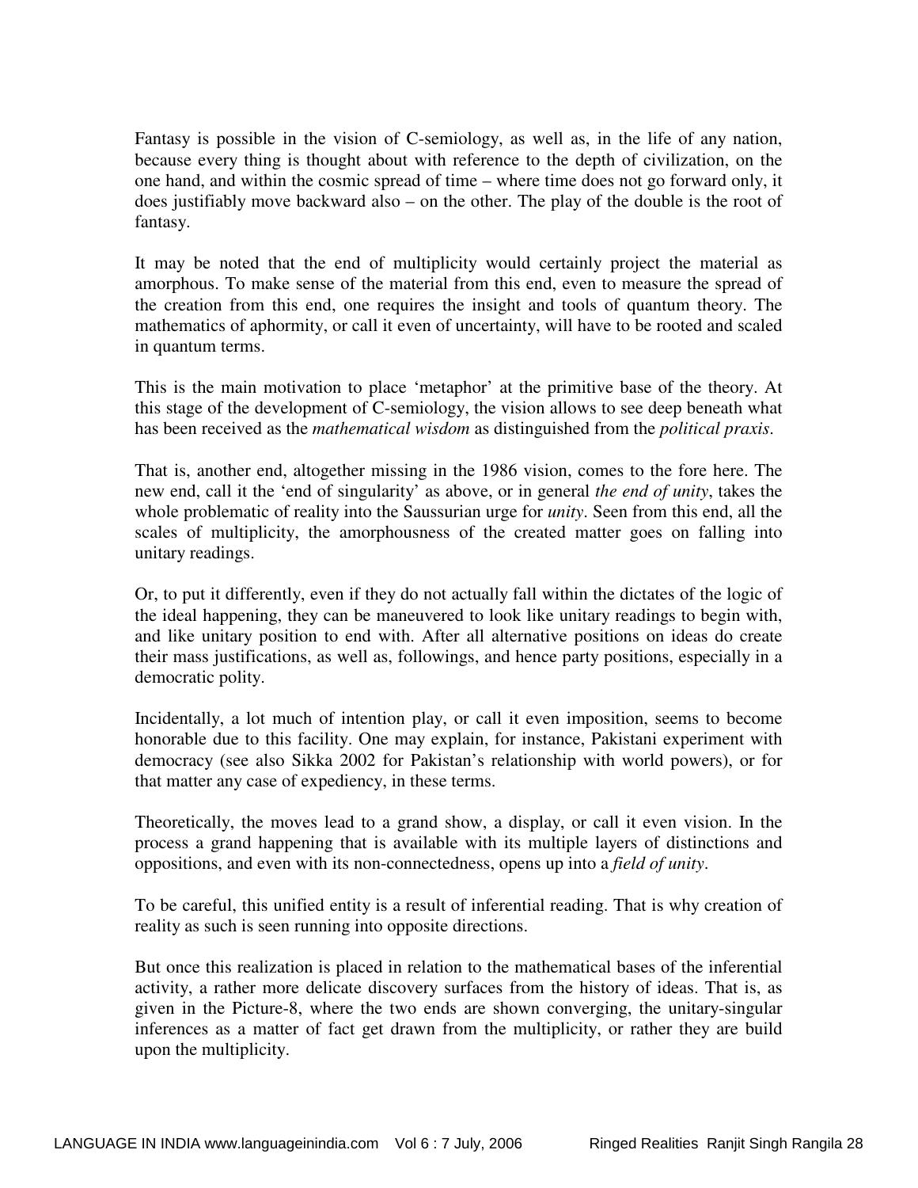Fantasy is possible in the vision of C-semiology, as well as, in the life of any nation, because every thing is thought about with reference to the depth of civilization, on the one hand, and within the cosmic spread of time – where time does not go forward only, it does justifiably move backward also – on the other. The play of the double is the root of fantasy.

It may be noted that the end of multiplicity would certainly project the material as amorphous. To make sense of the material from this end, even to measure the spread of the creation from this end, one requires the insight and tools of quantum theory. The mathematics of aphormity, or call it even of uncertainty, will have to be rooted and scaled in quantum terms.

This is the main motivation to place 'metaphor' at the primitive base of the theory. At this stage of the development of C-semiology, the vision allows to see deep beneath what has been received as the *mathematical wisdom* as distinguished from the *political praxis*.

That is, another end, altogether missing in the 1986 vision, comes to the fore here. The new end, call it the 'end of singularity' as above, or in general *the end of unity*, takes the whole problematic of reality into the Saussurian urge for *unity*. Seen from this end, all the scales of multiplicity, the amorphousness of the created matter goes on falling into unitary readings.

Or, to put it differently, even if they do not actually fall within the dictates of the logic of the ideal happening, they can be maneuvered to look like unitary readings to begin with, and like unitary position to end with. After all alternative positions on ideas do create their mass justifications, as well as, followings, and hence party positions, especially in a democratic polity.

Incidentally, a lot much of intention play, or call it even imposition, seems to become honorable due to this facility. One may explain, for instance, Pakistani experiment with democracy (see also Sikka 2002 for Pakistan's relationship with world powers), or for that matter any case of expediency, in these terms.

Theoretically, the moves lead to a grand show, a display, or call it even vision. In the process a grand happening that is available with its multiple layers of distinctions and oppositions, and even with its non-connectedness, opens up into a *field of unity*.

To be careful, this unified entity is a result of inferential reading. That is why creation of reality as such is seen running into opposite directions.

But once this realization is placed in relation to the mathematical bases of the inferential activity, a rather more delicate discovery surfaces from the history of ideas. That is, as given in the Picture-8, where the two ends are shown converging, the unitary-singular inferences as a matter of fact get drawn from the multiplicity, or rather they are build upon the multiplicity.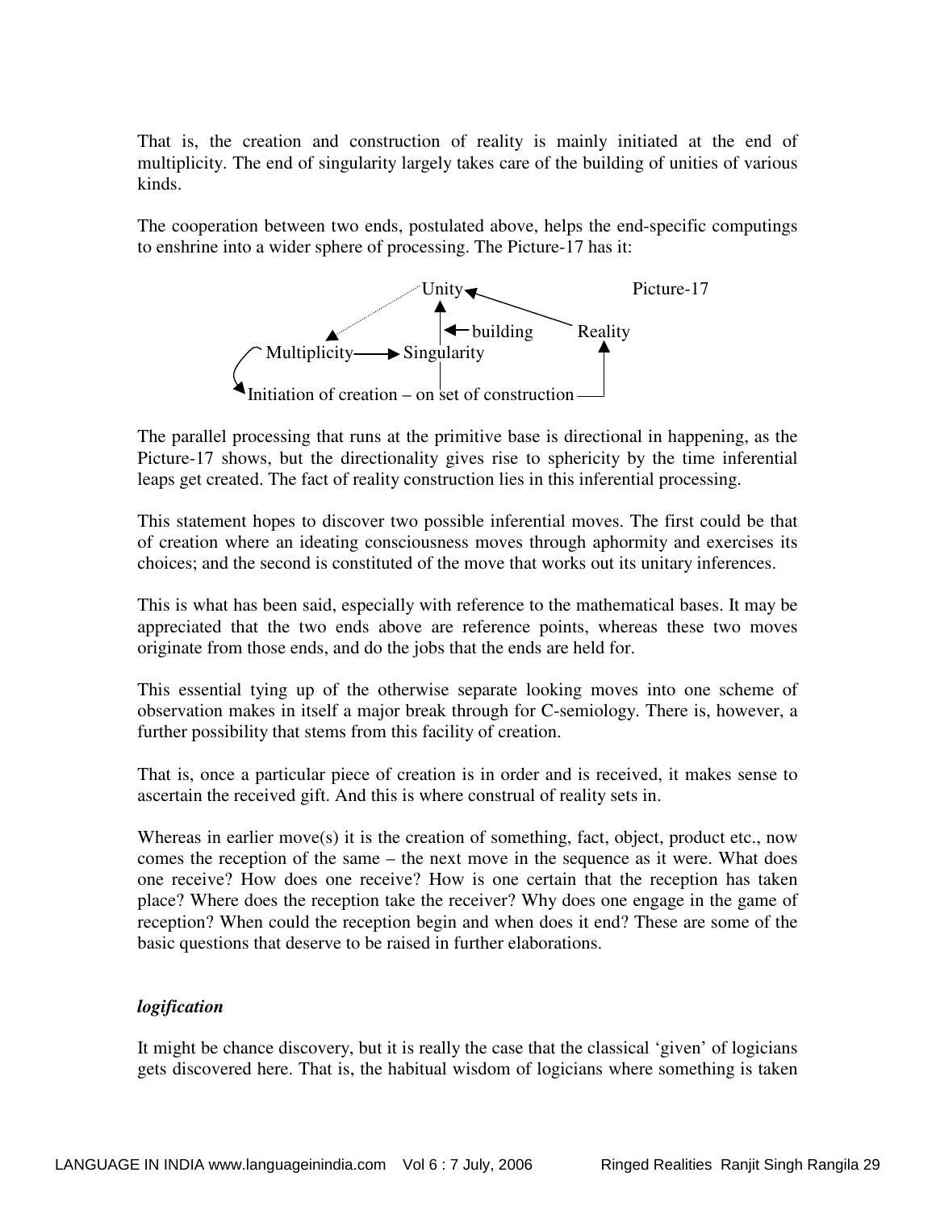That is, the creation and construction of reality is mainly initiated at the end of multiplicity. The end of singularity largely takes care of the building of unities of various kinds.

The cooperation between two ends, postulated above, helps the end-specific computings to enshrine into a wider sphere of processing. The Picture-17 has it:

```
                         Unity ◄──────────────────         Picture-17
                    .·'    ▲                       ──
                 .·'       │ ◄─ building          Reality
               ▼           │                        ▲
   ╭ Multiplicity ──────► Singularity               │
   │                       │                        │
   ╰► Initiation of creation – on set of construction ─┘
```

The parallel processing that runs at the primitive base is directional in happening, as the Picture-17 shows, but the directionality gives rise to sphericity by the time inferential leaps get created. The fact of reality construction lies in this inferential processing.

This statement hopes to discover two possible inferential moves. The first could be that of creation where an ideating consciousness moves through aphormity and exercises its choices; and the second is constituted of the move that works out its unitary inferences.

This is what has been said, especially with reference to the mathematical bases. It may be appreciated that the two ends above are reference points, whereas these two moves originate from those ends, and do the jobs that the ends are held for.

This essential tying up of the otherwise separate looking moves into one scheme of observation makes in itself a major break through for C-semiology. There is, however, a further possibility that stems from this facility of creation.

That is, once a particular piece of creation is in order and is received, it makes sense to ascertain the received gift. And this is where construal of reality sets in.

Whereas in earlier move(s) it is the creation of something, fact, object, product etc., now comes the reception of the same – the next move in the sequence as it were. What does one receive? How does one receive? How is one certain that the reception has taken place? Where does the reception take the receiver? Why does one engage in the game of reception? When could the reception begin and when does it end? These are some of the basic questions that deserve to be raised in further elaborations.

***logification***

It might be chance discovery, but it is really the case that the classical 'given' of logicians gets discovered here. That is, the habitual wisdom of logicians where something is taken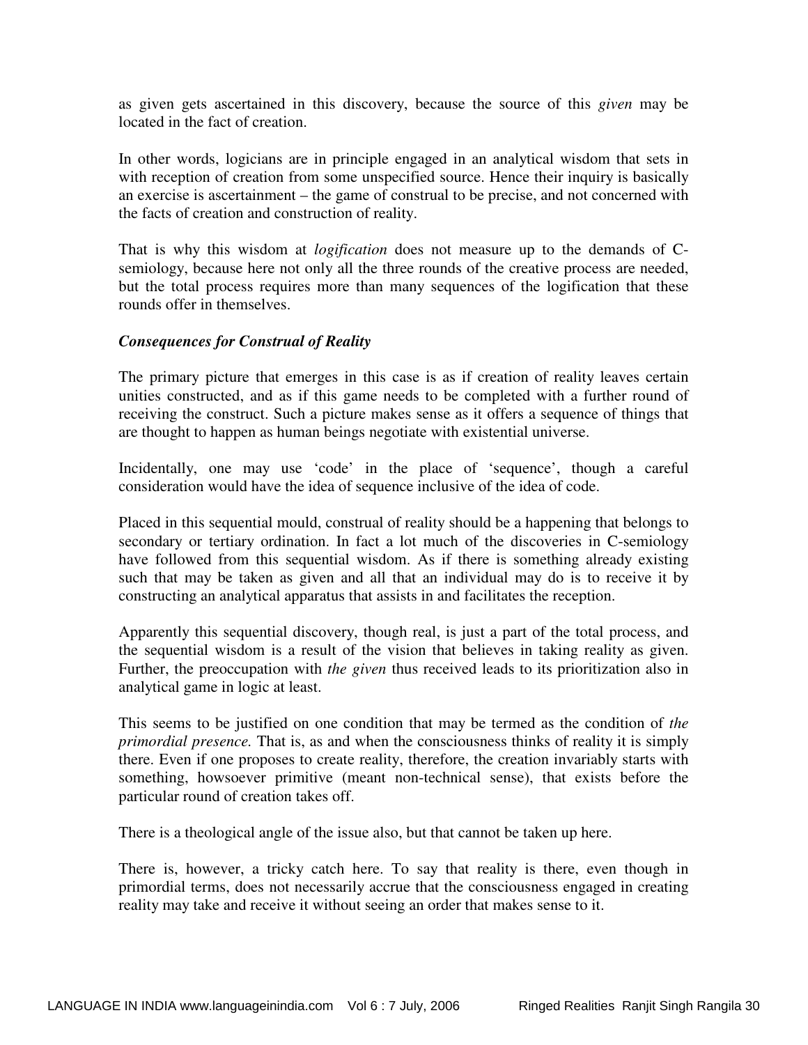as given gets ascertained in this discovery, because the source of this *given* may be located in the fact of creation.

In other words, logicians are in principle engaged in an analytical wisdom that sets in with reception of creation from some unspecified source. Hence their inquiry is basically an exercise is ascertainment – the game of construal to be precise, and not concerned with the facts of creation and construction of reality.

That is why this wisdom at *logification* does not measure up to the demands of C-semiology, because here not only all the three rounds of the creative process are needed, but the total process requires more than many sequences of the logification that these rounds offer in themselves.

### *Consequences for Construal of Reality*

The primary picture that emerges in this case is as if creation of reality leaves certain unities constructed, and as if this game needs to be completed with a further round of receiving the construct. Such a picture makes sense as it offers a sequence of things that are thought to happen as human beings negotiate with existential universe.

Incidentally, one may use 'code' in the place of 'sequence', though a careful consideration would have the idea of sequence inclusive of the idea of code.

Placed in this sequential mould, construal of reality should be a happening that belongs to secondary or tertiary ordination. In fact a lot much of the discoveries in C-semiology have followed from this sequential wisdom. As if there is something already existing such that may be taken as given and all that an individual may do is to receive it by constructing an analytical apparatus that assists in and facilitates the reception.

Apparently this sequential discovery, though real, is just a part of the total process, and the sequential wisdom is a result of the vision that believes in taking reality as given. Further, the preoccupation with *the given* thus received leads to its prioritization also in analytical game in logic at least.

This seems to be justified on one condition that may be termed as the condition of *the primordial presence.* That is, as and when the consciousness thinks of reality it is simply there. Even if one proposes to create reality, therefore, the creation invariably starts with something, howsoever primitive (meant non-technical sense), that exists before the particular round of creation takes off.

There is a theological angle of the issue also, but that cannot be taken up here.

There is, however, a tricky catch here. To say that reality is there, even though in primordial terms, does not necessarily accrue that the consciousness engaged in creating reality may take and receive it without seeing an order that makes sense to it.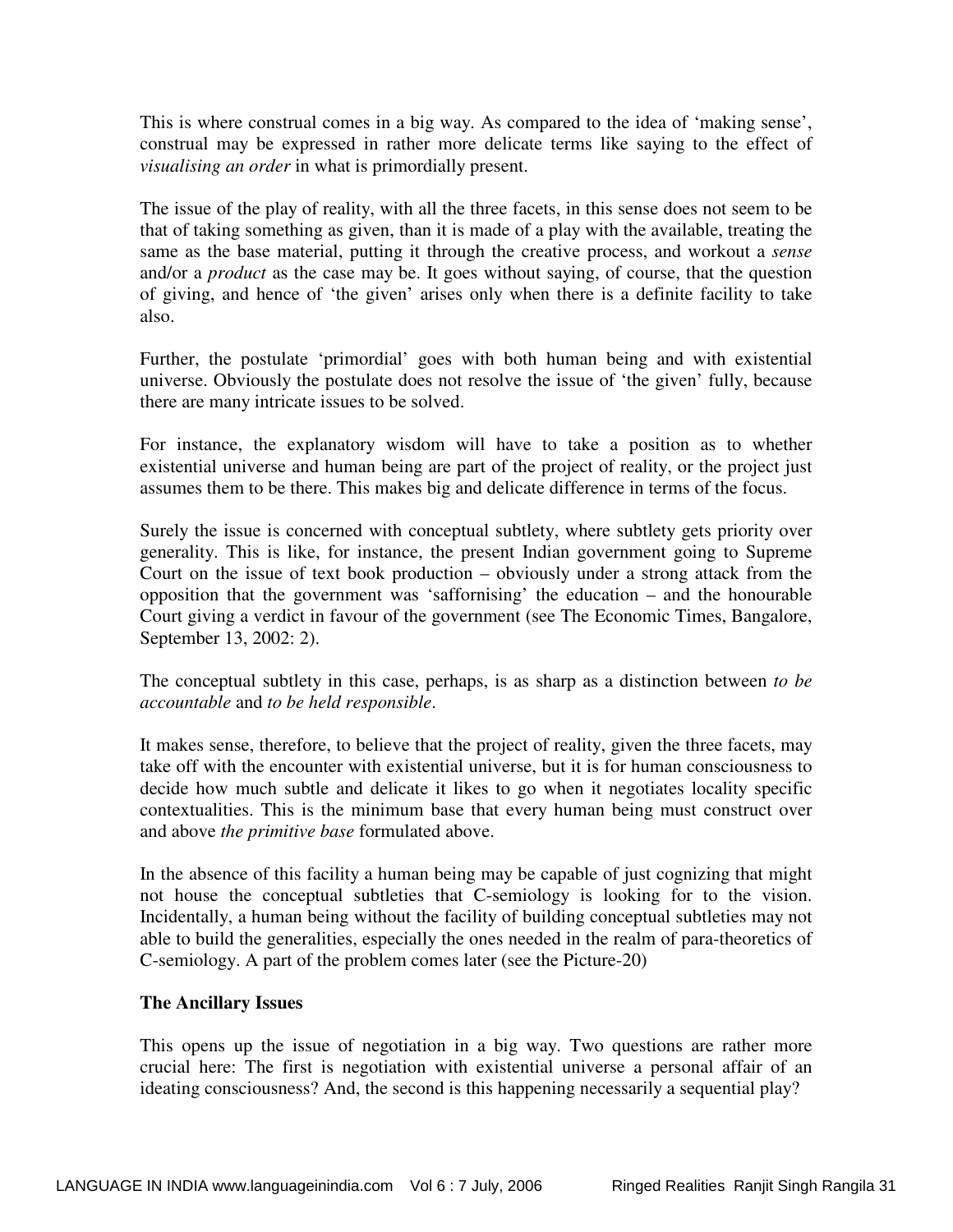This is where construal comes in a big way. As compared to the idea of 'making sense', construal may be expressed in rather more delicate terms like saying to the effect of *visualising an order* in what is primordially present.

The issue of the play of reality, with all the three facets, in this sense does not seem to be that of taking something as given, than it is made of a play with the available, treating the same as the base material, putting it through the creative process, and workout a *sense* and/or a *product* as the case may be. It goes without saying, of course, that the question of giving, and hence of 'the given' arises only when there is a definite facility to take also.

Further, the postulate 'primordial' goes with both human being and with existential universe. Obviously the postulate does not resolve the issue of 'the given' fully, because there are many intricate issues to be solved.

For instance, the explanatory wisdom will have to take a position as to whether existential universe and human being are part of the project of reality, or the project just assumes them to be there. This makes big and delicate difference in terms of the focus.

Surely the issue is concerned with conceptual subtlety, where subtlety gets priority over generality. This is like, for instance, the present Indian government going to Supreme Court on the issue of text book production – obviously under a strong attack from the opposition that the government was 'saffronising' the education – and the honourable Court giving a verdict in favour of the government (see The Economic Times, Bangalore, September 13, 2002: 2).

The conceptual subtlety in this case, perhaps, is as sharp as a distinction between *to be accountable* and *to be held responsible*.

It makes sense, therefore, to believe that the project of reality, given the three facets, may take off with the encounter with existential universe, but it is for human consciousness to decide how much subtle and delicate it likes to go when it negotiates locality specific contextualities. This is the minimum base that every human being must construct over and above *the primitive base* formulated above.

In the absence of this facility a human being may be capable of just cognizing that might not house the conceptual subtleties that C-semiology is looking for to the vision. Incidentally, a human being without the facility of building conceptual subtleties may not able to build the generalities, especially the ones needed in the realm of para-theoretics of C-semiology. A part of the problem comes later (see the Picture-20)

**The Ancillary Issues**

This opens up the issue of negotiation in a big way. Two questions are rather more crucial here: The first is negotiation with existential universe a personal affair of an ideating consciousness? And, the second is this happening necessarily a sequential play?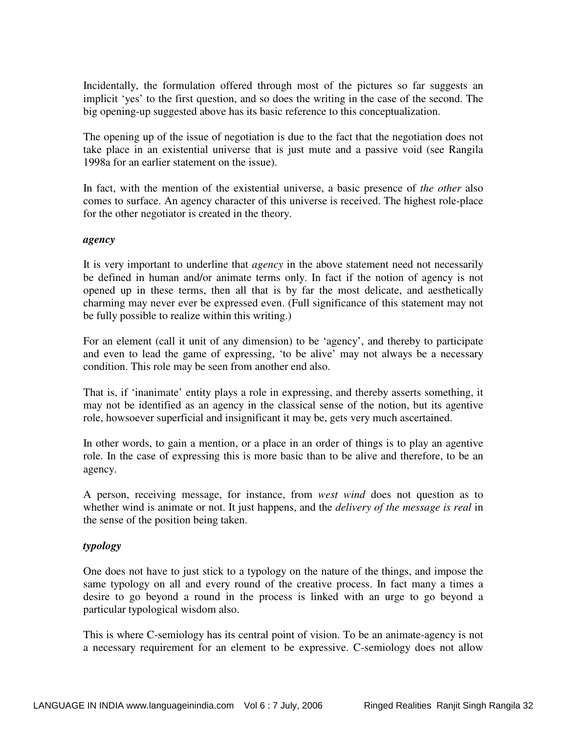Incidentally, the formulation offered through most of the pictures so far suggests an implicit 'yes' to the first question, and so does the writing in the case of the second. The big opening-up suggested above has its basic reference to this conceptualization.

The opening up of the issue of negotiation is due to the fact that the negotiation does not take place in an existential universe that is just mute and a passive void (see Rangila 1998a for an earlier statement on the issue).

In fact, with the mention of the existential universe, a basic presence of *the other* also comes to surface. An agency character of this universe is received. The highest role-place for the other negotiator is created in the theory.

***agency***

It is very important to underline that *agency* in the above statement need not necessarily be defined in human and/or animate terms only. In fact if the notion of agency is not opened up in these terms, then all that is by far the most delicate, and aesthetically charming may never ever be expressed even. (Full significance of this statement may not be fully possible to realize within this writing.)

For an element (call it unit of any dimension) to be 'agency', and thereby to participate and even to lead the game of expressing, 'to be alive' may not always be a necessary condition. This role may be seen from another end also.

That is, if 'inanimate' entity plays a role in expressing, and thereby asserts something, it may not be identified as an agency in the classical sense of the notion, but its agentive role, howsoever superficial and insignificant it may be, gets very much ascertained.

In other words, to gain a mention, or a place in an order of things is to play an agentive role. In the case of expressing this is more basic than to be alive and therefore, to be an agency.

A person, receiving message, for instance, from *west wind* does not question as to whether wind is animate or not. It just happens, and the *delivery of the message is real* in the sense of the position being taken.

***typology***

One does not have to just stick to a typology on the nature of the things, and impose the same typology on all and every round of the creative process. In fact many a times a desire to go beyond a round in the process is linked with an urge to go beyond a particular typological wisdom also.

This is where C-semiology has its central point of vision. To be an animate-agency is not a necessary requirement for an element to be expressive. C-semiology does not allow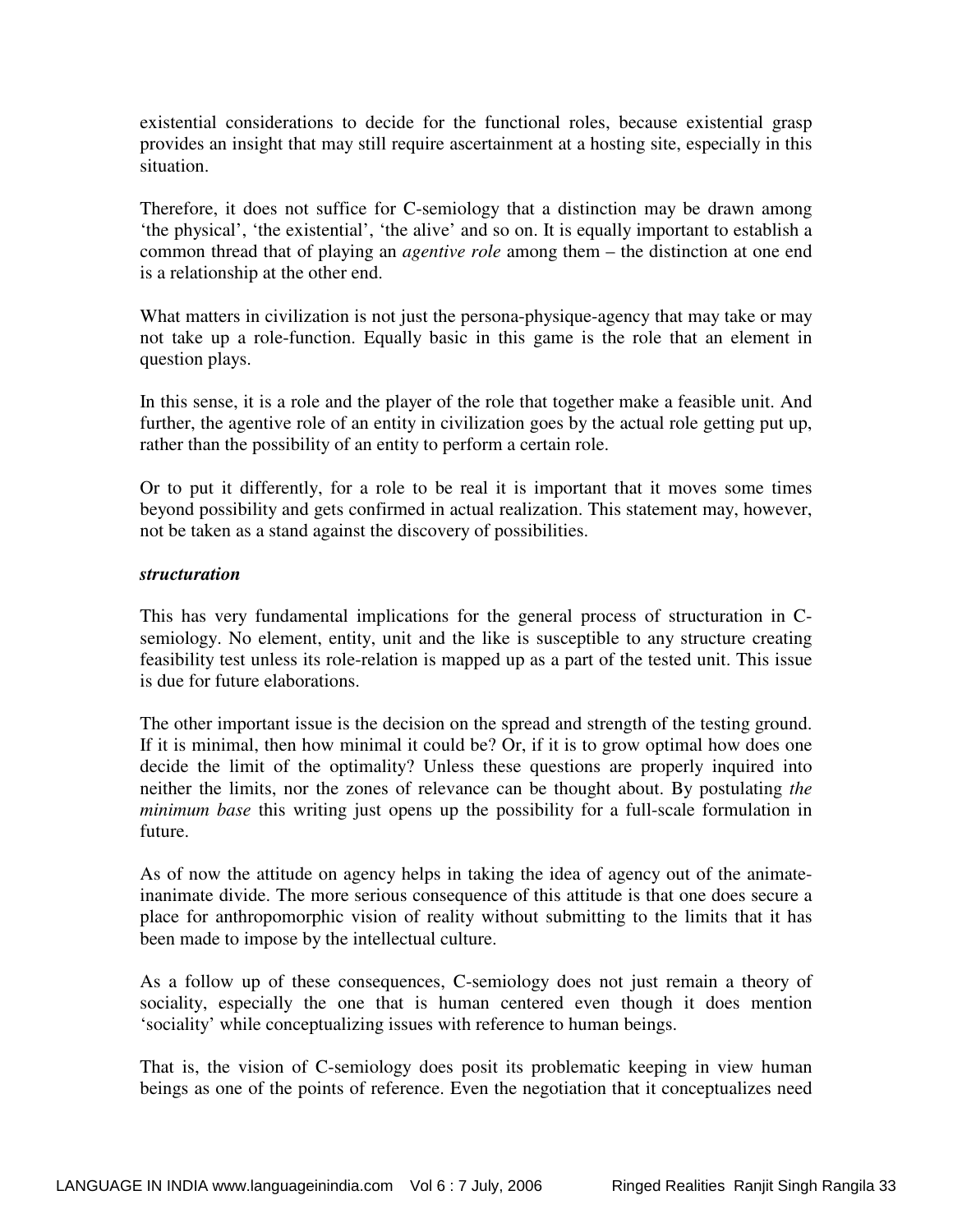existential considerations to decide for the functional roles, because existential grasp provides an insight that may still require ascertainment at a hosting site, especially in this situation.

Therefore, it does not suffice for C-semiology that a distinction may be drawn among 'the physical', 'the existential', 'the alive' and so on. It is equally important to establish a common thread that of playing an *agentive role* among them – the distinction at one end is a relationship at the other end.

What matters in civilization is not just the persona-physique-agency that may take or may not take up a role-function. Equally basic in this game is the role that an element in question plays.

In this sense, it is a role and the player of the role that together make a feasible unit. And further, the agentive role of an entity in civilization goes by the actual role getting put up, rather than the possibility of an entity to perform a certain role.

Or to put it differently, for a role to be real it is important that it moves some times beyond possibility and gets confirmed in actual realization. This statement may, however, not be taken as a stand against the discovery of possibilities.

***structuration***

This has very fundamental implications for the general process of structuration in C-semiology. No element, entity, unit and the like is susceptible to any structure creating feasibility test unless its role-relation is mapped up as a part of the tested unit. This issue is due for future elaborations.

The other important issue is the decision on the spread and strength of the testing ground. If it is minimal, then how minimal it could be? Or, if it is to grow optimal how does one decide the limit of the optimality? Unless these questions are properly inquired into neither the limits, nor the zones of relevance can be thought about. By postulating *the minimum base* this writing just opens up the possibility for a full-scale formulation in future.

As of now the attitude on agency helps in taking the idea of agency out of the animate-inanimate divide. The more serious consequence of this attitude is that one does secure a place for anthropomorphic vision of reality without submitting to the limits that it has been made to impose by the intellectual culture.

As a follow up of these consequences, C-semiology does not just remain a theory of sociality, especially the one that is human centered even though it does mention 'sociality' while conceptualizing issues with reference to human beings.

That is, the vision of C-semiology does posit its problematic keeping in view human beings as one of the points of reference. Even the negotiation that it conceptualizes need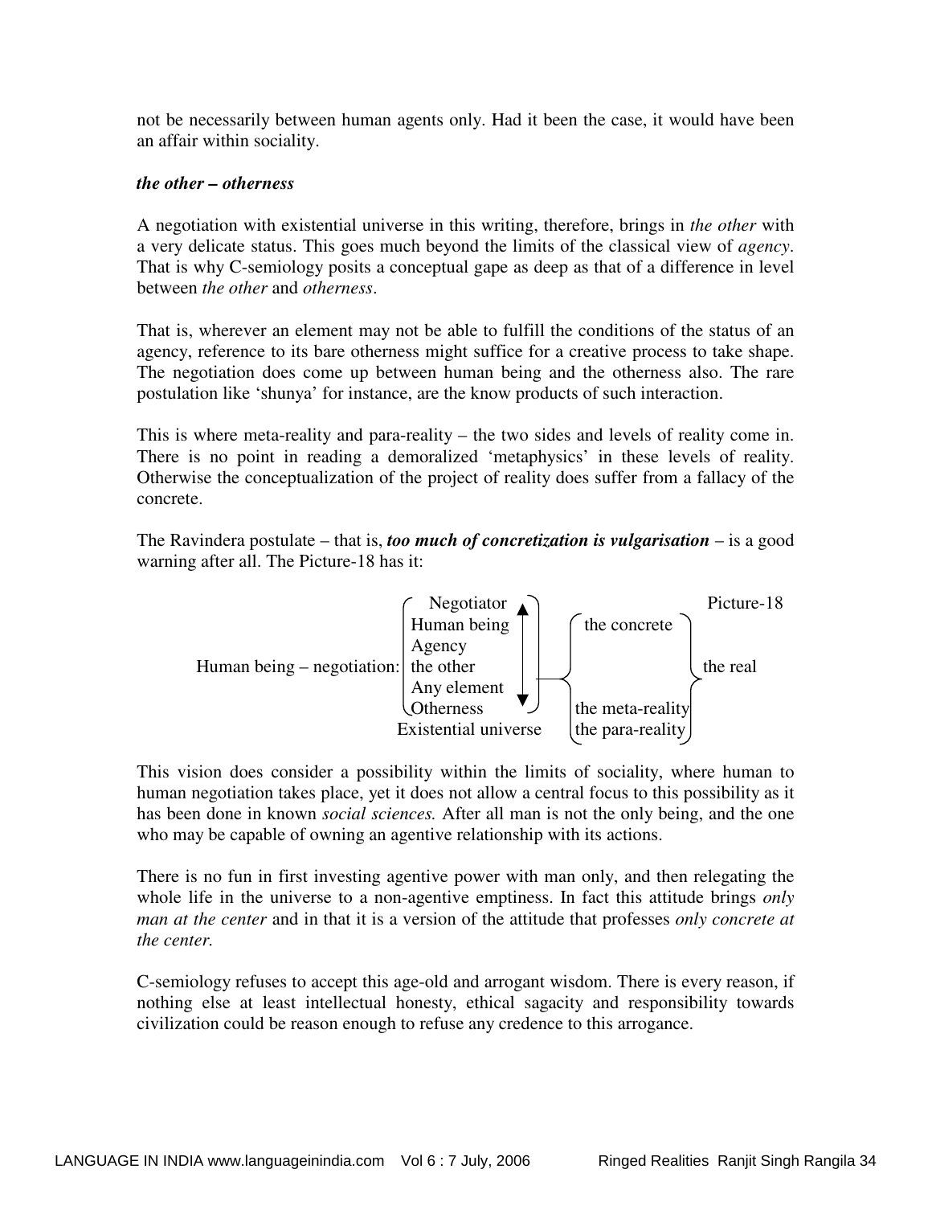not be necessarily between human agents only. Had it been the case, it would have been an affair within sociality.

***the other – otherness***

A negotiation with existential universe in this writing, therefore, brings in *the other* with a very delicate status. This goes much beyond the limits of the classical view of *agency*. That is why C-semiology posits a conceptual gape as deep as that of a difference in level between *the other* and *otherness*.

That is, wherever an element may not be able to fulfill the conditions of the status of an agency, reference to its bare otherness might suffice for a creative process to take shape. The negotiation does come up between human being and the otherness also. The rare postulation like 'shunya' for instance, are the know products of such interaction.

This is where meta-reality and para-reality – the two sides and levels of reality come in. There is no point in reading a demoralized 'metaphysics' in these levels of reality. Otherwise the conceptualization of the project of reality does suffer from a fallacy of the concrete.

The Ravindera postulate – that is, ***too much of concretization is vulgarisation*** – is a good warning after all. The Picture-18 has it:

```
                              ⎛ Negotiator   ▲ ⎞                          Picture-18
                              ⎜ Human being  │ ⎟   ⎛ the concrete     ⎞
                              ⎜ Agency       │ ⎟   ⎜                  ⎟
Human being – negotiation:    ⎜ the other    │ ⎟───⎨                  ⎬ the real
                              ⎜ Any element  │ ⎟   ⎜                  ⎟
                              ⎝ Otherness    ▼ ⎠   ⎜ the meta-reality ⎟
                               Existential universe ⎝ the para-reality ⎠
```

This vision does consider a possibility within the limits of sociality, where human to human negotiation takes place, yet it does not allow a central focus to this possibility as it has been done in known *social sciences.* After all man is not the only being, and the one who may be capable of owning an agentive relationship with its actions.

There is no fun in first investing agentive power with man only, and then relegating the whole life in the universe to a non-agentive emptiness. In fact this attitude brings *only man at the center* and in that it is a version of the attitude that professes *only concrete at the center.*

C-semiology refuses to accept this age-old and arrogant wisdom. There is every reason, if nothing else at least intellectual honesty, ethical sagacity and responsibility towards civilization could be reason enough to refuse any credence to this arrogance.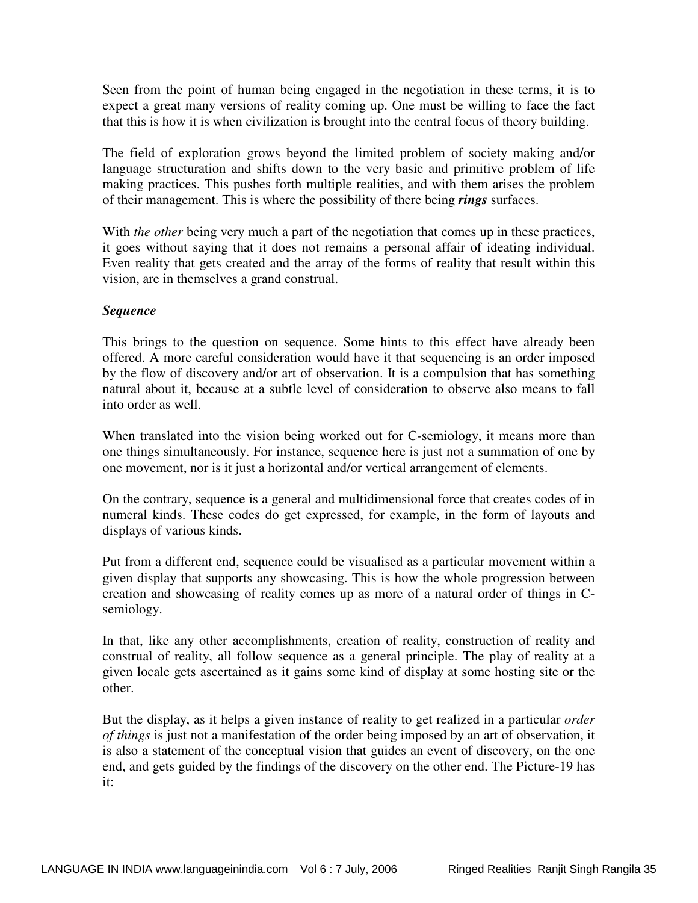Seen from the point of human being engaged in the negotiation in these terms, it is to expect a great many versions of reality coming up. One must be willing to face the fact that this is how it is when civilization is brought into the central focus of theory building.

The field of exploration grows beyond the limited problem of society making and/or language structuration and shifts down to the very basic and primitive problem of life making practices. This pushes forth multiple realities, and with them arises the problem of their management. This is where the possibility of there being ***rings*** surfaces.

With *the other* being very much a part of the negotiation that comes up in these practices, it goes without saying that it does not remains a personal affair of ideating individual. Even reality that gets created and the array of the forms of reality that result within this vision, are in themselves a grand construal.

***Sequence***

This brings to the question on sequence. Some hints to this effect have already been offered. A more careful consideration would have it that sequencing is an order imposed by the flow of discovery and/or art of observation. It is a compulsion that has something natural about it, because at a subtle level of consideration to observe also means to fall into order as well.

When translated into the vision being worked out for C-semiology, it means more than one things simultaneously. For instance, sequence here is just not a summation of one by one movement, nor is it just a horizontal and/or vertical arrangement of elements.

On the contrary, sequence is a general and multidimensional force that creates codes of in numeral kinds. These codes do get expressed, for example, in the form of layouts and displays of various kinds.

Put from a different end, sequence could be visualised as a particular movement within a given display that supports any showcasing. This is how the whole progression between creation and showcasing of reality comes up as more of a natural order of things in C-semiology.

In that, like any other accomplishments, creation of reality, construction of reality and construal of reality, all follow sequence as a general principle. The play of reality at a given locale gets ascertained as it gains some kind of display at some hosting site or the other.

But the display, as it helps a given instance of reality to get realized in a particular *order of things* is just not a manifestation of the order being imposed by an art of observation, it is also a statement of the conceptual vision that guides an event of discovery, on the one end, and gets guided by the findings of the discovery on the other end. The Picture-19 has it: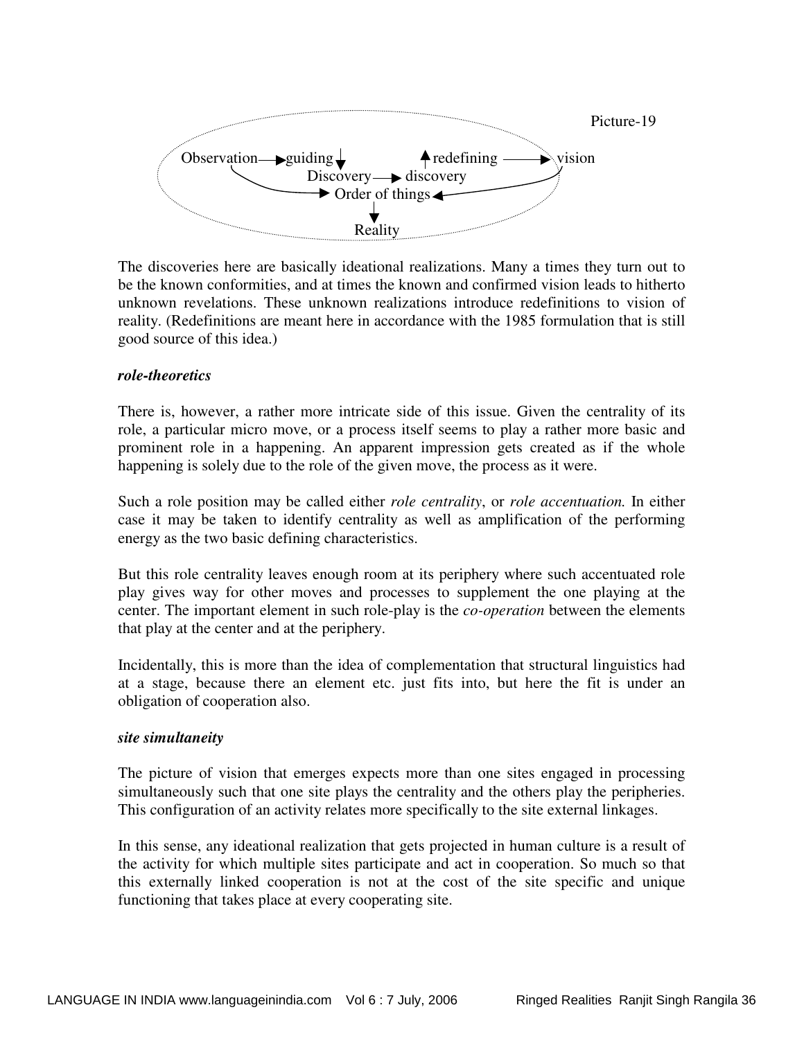Picture-19

Observation → guiding ↓ Discovery → discovery ↑ redefining → vision

Order of things ↓ Reality

The discoveries here are basically ideational realizations. Many a times they turn out to be the known conformities, and at times the known and confirmed vision leads to hitherto unknown revelations. These unknown realizations introduce redefinitions to vision of reality. (Redefinitions are meant here in accordance with the 1985 formulation that is still good source of this idea.)

***role-theoretics***

There is, however, a rather more intricate side of this issue. Given the centrality of its role, a particular micro move, or a process itself seems to play a rather more basic and prominent role in a happening. An apparent impression gets created as if the whole happening is solely due to the role of the given move, the process as it were.

Such a role position may be called either *role centrality*, or *role accentuation.* In either case it may be taken to identify centrality as well as amplification of the performing energy as the two basic defining characteristics.

But this role centrality leaves enough room at its periphery where such accentuated role play gives way for other moves and processes to supplement the one playing at the center. The important element in such role-play is the *co-operation* between the elements that play at the center and at the periphery.

Incidentally, this is more than the idea of complementation that structural linguistics had at a stage, because there an element etc. just fits into, but here the fit is under an obligation of cooperation also.

***site simultaneity***

The picture of vision that emerges expects more than one sites engaged in processing simultaneously such that one site plays the centrality and the others play the peripheries. This configuration of an activity relates more specifically to the site external linkages.

In this sense, any ideational realization that gets projected in human culture is a result of the activity for which multiple sites participate and act in cooperation. So much so that this externally linked cooperation is not at the cost of the site specific and unique functioning that takes place at every cooperating site.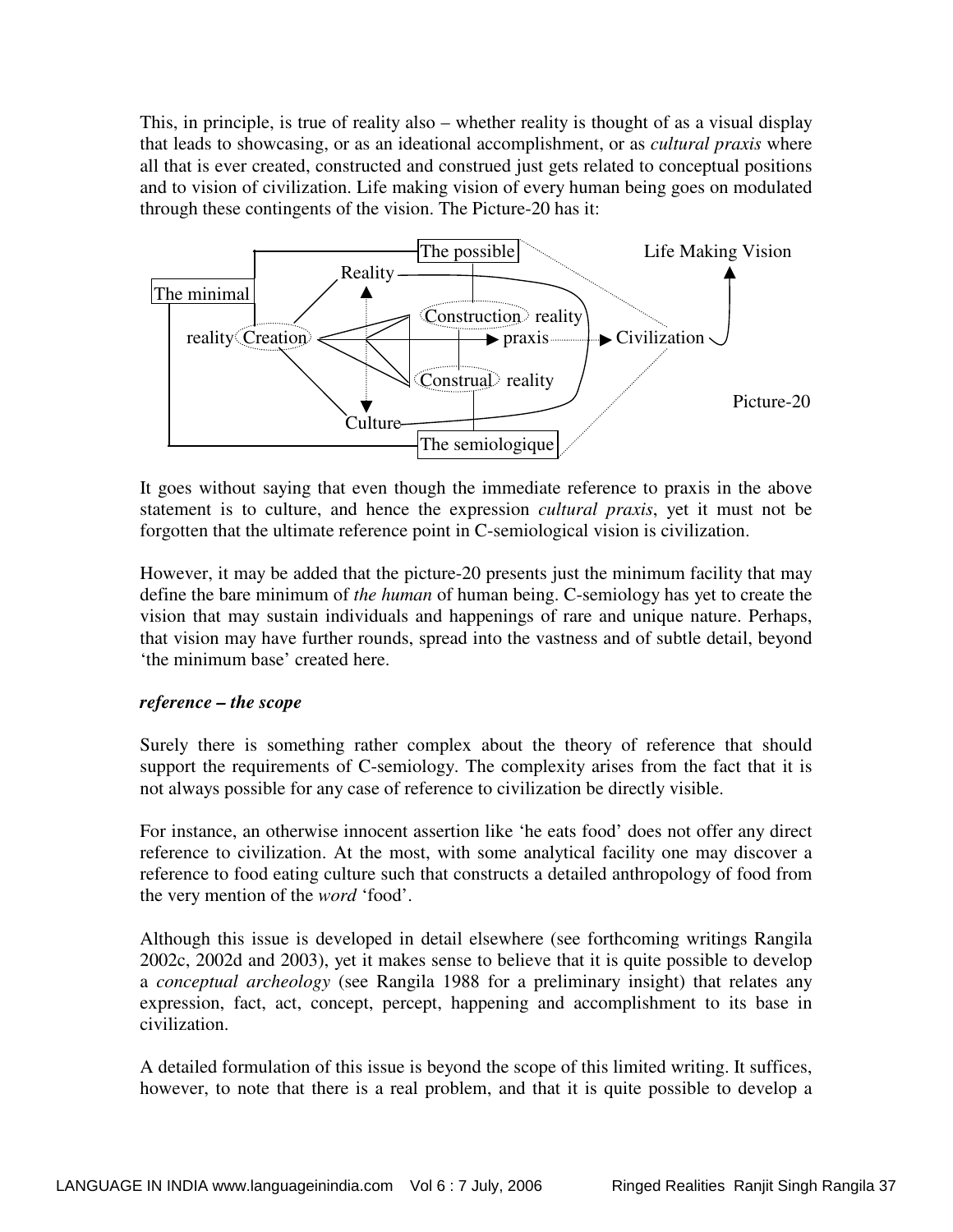This, in principle, is true of reality also – whether reality is thought of as a visual display that leads to showcasing, or as an ideational accomplishment, or as *cultural praxis* where all that is ever created, constructed and construed just gets related to conceptual positions and to vision of civilization. Life making vision of every human being goes on modulated through these contingents of the vision. The Picture-20 has it:

The possible
Life Making Vision
Reality
The minimal
Construction reality
reality Creation
praxis
Civilization
Construal reality
Picture-20
Culture
The semiologique

It goes without saying that even though the immediate reference to praxis in the above statement is to culture, and hence the expression *cultural praxis*, yet it must not be forgotten that the ultimate reference point in C-semiological vision is civilization.

However, it may be added that the picture-20 presents just the minimum facility that may define the bare minimum of *the human* of human being. C-semiology has yet to create the vision that may sustain individuals and happenings of rare and unique nature. Perhaps, that vision may have further rounds, spread into the vastness and of subtle detail, beyond 'the minimum base' created here.

***reference – the scope***

Surely there is something rather complex about the theory of reference that should support the requirements of C-semiology. The complexity arises from the fact that it is not always possible for any case of reference to civilization be directly visible.

For instance, an otherwise innocent assertion like 'he eats food' does not offer any direct reference to civilization. At the most, with some analytical facility one may discover a reference to food eating culture such that constructs a detailed anthropology of food from the very mention of the *word* 'food'.

Although this issue is developed in detail elsewhere (see forthcoming writings Rangila 2002c, 2002d and 2003), yet it makes sense to believe that it is quite possible to develop a *conceptual archeology* (see Rangila 1988 for a preliminary insight) that relates any expression, fact, act, concept, percept, happening and accomplishment to its base in civilization.

A detailed formulation of this issue is beyond the scope of this limited writing. It suffices, however, to note that there is a real problem, and that it is quite possible to develop a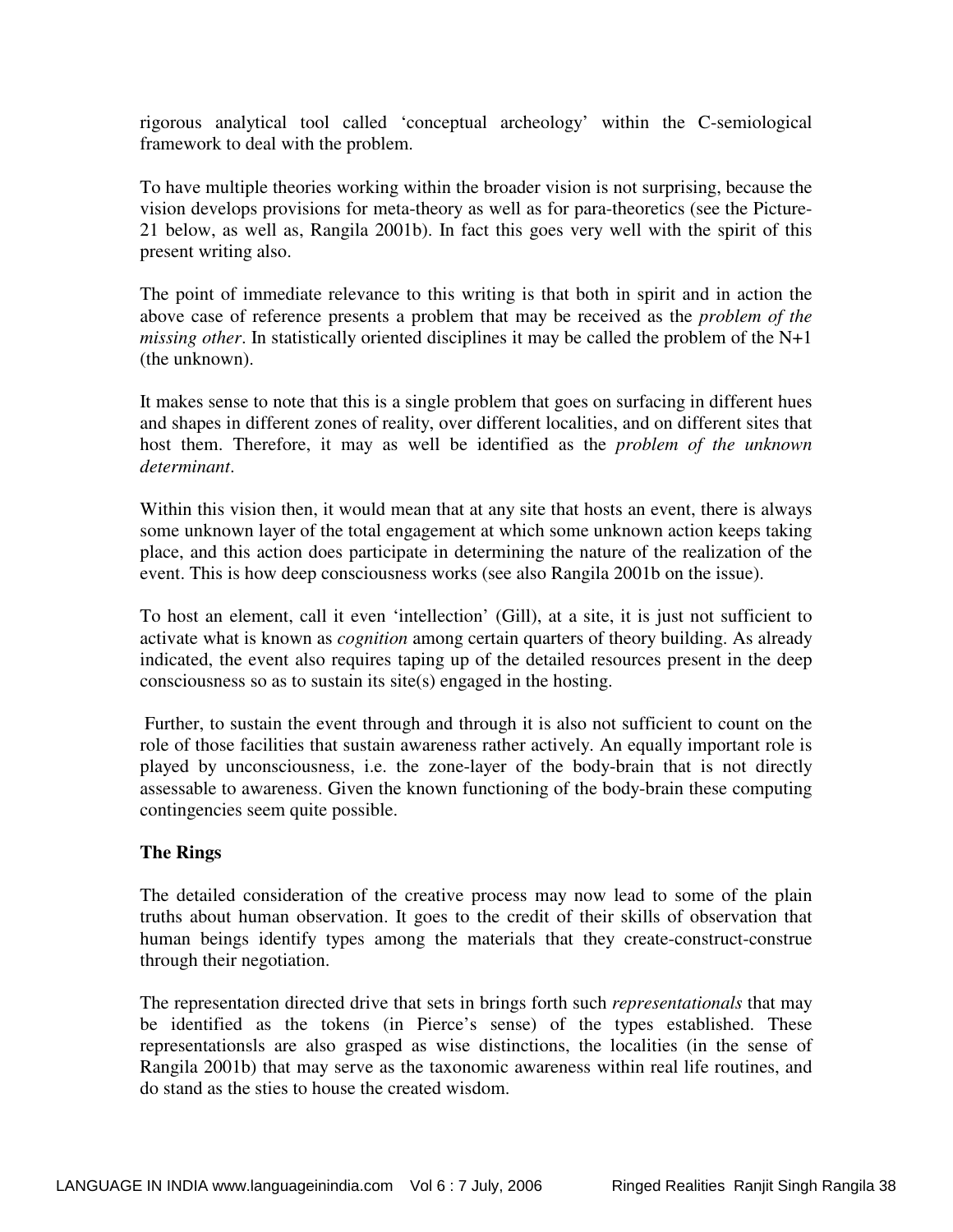rigorous analytical tool called 'conceptual archeology' within the C-semiological framework to deal with the problem.

To have multiple theories working within the broader vision is not surprising, because the vision develops provisions for meta-theory as well as for para-theoretics (see the Picture-21 below, as well as, Rangila 2001b). In fact this goes very well with the spirit of this present writing also.

The point of immediate relevance to this writing is that both in spirit and in action the above case of reference presents a problem that may be received as the *problem of the missing other*. In statistically oriented disciplines it may be called the problem of the N+1 (the unknown).

It makes sense to note that this is a single problem that goes on surfacing in different hues and shapes in different zones of reality, over different localities, and on different sites that host them. Therefore, it may as well be identified as the *problem of the unknown determinant*.

Within this vision then, it would mean that at any site that hosts an event, there is always some unknown layer of the total engagement at which some unknown action keeps taking place, and this action does participate in determining the nature of the realization of the event. This is how deep consciousness works (see also Rangila 2001b on the issue).

To host an element, call it even 'intellection' (Gill), at a site, it is just not sufficient to activate what is known as *cognition* among certain quarters of theory building. As already indicated, the event also requires taping up of the detailed resources present in the deep consciousness so as to sustain its site(s) engaged in the hosting.

Further, to sustain the event through and through it is also not sufficient to count on the role of those facilities that sustain awareness rather actively. An equally important role is played by unconsciousness, i.e. the zone-layer of the body-brain that is not directly assessable to awareness. Given the known functioning of the body-brain these computing contingencies seem quite possible.

**The Rings**

The detailed consideration of the creative process may now lead to some of the plain truths about human observation. It goes to the credit of their skills of observation that human beings identify types among the materials that they create-construct-construe through their negotiation.

The representation directed drive that sets in brings forth such *representationals* that may be identified as the tokens (in Pierce's sense) of the types established. These representationsls are also grasped as wise distinctions, the localities (in the sense of Rangila 2001b) that may serve as the taxonomic awareness within real life routines, and do stand as the sties to house the created wisdom.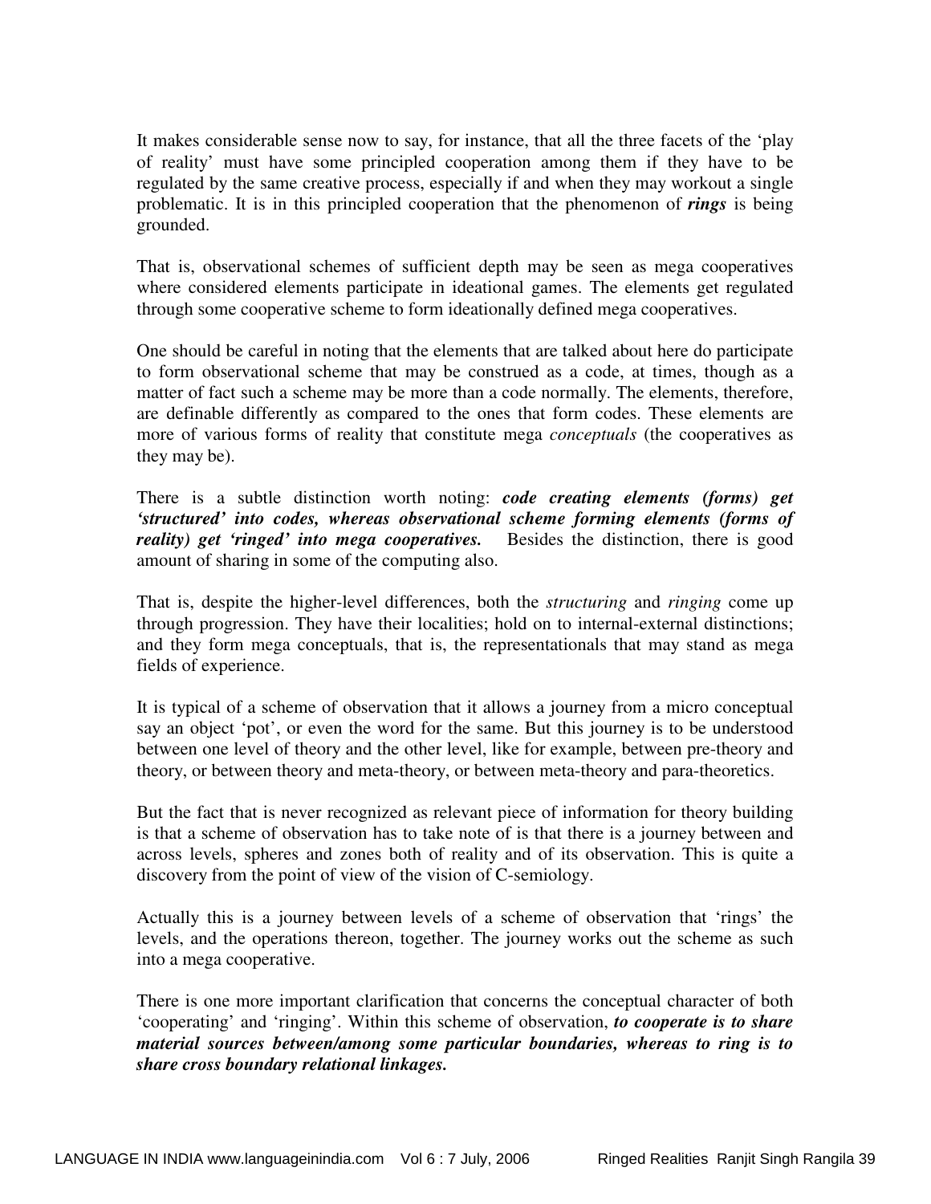It makes considerable sense now to say, for instance, that all the three facets of the 'play of reality' must have some principled cooperation among them if they have to be regulated by the same creative process, especially if and when they may workout a single problematic. It is in this principled cooperation that the phenomenon of ***rings*** is being grounded.

That is, observational schemes of sufficient depth may be seen as mega cooperatives where considered elements participate in ideational games. The elements get regulated through some cooperative scheme to form ideationally defined mega cooperatives.

One should be careful in noting that the elements that are talked about here do participate to form observational scheme that may be construed as a code, at times, though as a matter of fact such a scheme may be more than a code normally. The elements, therefore, are definable differently as compared to the ones that form codes. These elements are more of various forms of reality that constitute mega *conceptuals* (the cooperatives as they may be).

There is a subtle distinction worth noting: ***code creating elements (forms) get 'structured' into codes, whereas observational scheme forming elements (forms of reality) get 'ringed' into mega cooperatives.*** Besides the distinction, there is good amount of sharing in some of the computing also.

That is, despite the higher-level differences, both the *structuring* and *ringing* come up through progression. They have their localities; hold on to internal-external distinctions; and they form mega conceptuals, that is, the representationals that may stand as mega fields of experience.

It is typical of a scheme of observation that it allows a journey from a micro conceptual say an object 'pot', or even the word for the same. But this journey is to be understood between one level of theory and the other level, like for example, between pre-theory and theory, or between theory and meta-theory, or between meta-theory and para-theoretics.

But the fact that is never recognized as relevant piece of information for theory building is that a scheme of observation has to take note of is that there is a journey between and across levels, spheres and zones both of reality and of its observation. This is quite a discovery from the point of view of the vision of C-semiology.

Actually this is a journey between levels of a scheme of observation that 'rings' the levels, and the operations thereon, together. The journey works out the scheme as such into a mega cooperative.

There is one more important clarification that concerns the conceptual character of both 'cooperating' and 'ringing'. Within this scheme of observation, ***to cooperate is to share material sources between/among some particular boundaries, whereas to ring is to share cross boundary relational linkages.***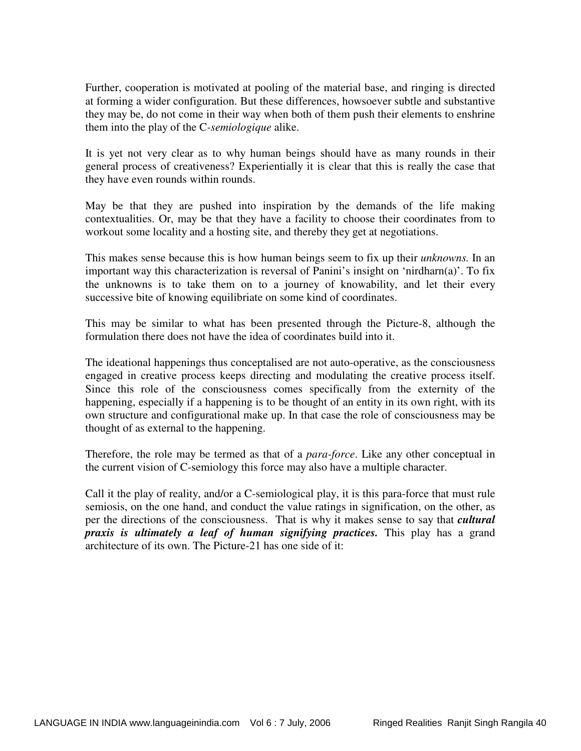Further, cooperation is motivated at pooling of the material base, and ringing is directed at forming a wider configuration. But these differences, howsoever subtle and substantive they may be, do not come in their way when both of them push their elements to enshrine them into the play of the C-*semiologique* alike.

It is yet not very clear as to why human beings should have as many rounds in their general process of creativeness? Experientially it is clear that this is really the case that they have even rounds within rounds.

May be that they are pushed into inspiration by the demands of the life making contextualities. Or, may be that they have a facility to choose their coordinates from to workout some locality and a hosting site, and thereby they get at negotiations.

This makes sense because this is how human beings seem to fix up their *unknowns.* In an important way this characterization is reversal of Panini's insight on 'nirdharn(a)'. To fix the unknowns is to take them on to a journey of knowability, and let their every successive bite of knowing equilibriate on some kind of coordinates.

This may be similar to what has been presented through the Picture-8, although the formulation there does not have the idea of coordinates build into it.

The ideational happenings thus conceptalised are not auto-operative, as the consciousness engaged in creative process keeps directing and modulating the creative process itself. Since this role of the consciousness comes specifically from the externity of the happening, especially if a happening is to be thought of an entity in its own right, with its own structure and configurational make up. In that case the role of consciousness may be thought of as external to the happening.

Therefore, the role may be termed as that of a *para-force*. Like any other conceptual in the current vision of C-semiology this force may also have a multiple character.

Call it the play of reality, and/or a C-semiological play, it is this para-force that must rule semiosis, on the one hand, and conduct the value ratings in signification, on the other, as per the directions of the consciousness. That is why it makes sense to say that ***cultural praxis is ultimately a leaf of human signifying practices.*** This play has a grand architecture of its own. The Picture-21 has one side of it: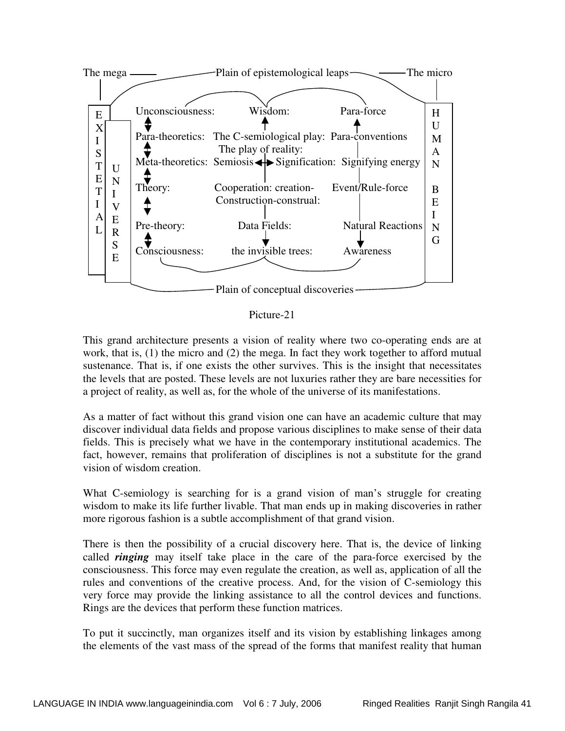The mega ——— Plain of epistemological leaps ——— The micro

EXISTETIAL UNIVERSE

| | | | |
|---|---|---|---|
| Unconsciousness: | Wisdom: | Para-force | |
| Para-theoretics: | The C-semiological play: The play of reality: | Para-conventions | |
| Meta-theoretics: | Semiosis ↔ Signification: | Signifying energy | |
| Theory: | Cooperation: creation-Construction-construal: | Event/Rule-force | |
| Pre-theory: | Data Fields: | Natural Reactions | |
| Consciousness: | the invisible trees: | Awareness | |

HUMAN BEING

Plain of conceptual discoveries

Picture-21

This grand architecture presents a vision of reality where two co-operating ends are at work, that is, (1) the micro and (2) the mega. In fact they work together to afford mutual sustenance. That is, if one exists the other survives. This is the insight that necessitates the levels that are posted. These levels are not luxuries rather they are bare necessities for a project of reality, as well as, for the whole of the universe of its manifestations.

As a matter of fact without this grand vision one can have an academic culture that may discover individual data fields and propose various disciplines to make sense of their data fields. This is precisely what we have in the contemporary institutional academics. The fact, however, remains that proliferation of disciplines is not a substitute for the grand vision of wisdom creation.

What C-semiology is searching for is a grand vision of man's struggle for creating wisdom to make its life further livable. That man ends up in making discoveries in rather more rigorous fashion is a subtle accomplishment of that grand vision.

There is then the possibility of a crucial discovery here. That is, the device of linking called ***ringing*** may itself take place in the care of the para-force exercised by the consciousness. This force may even regulate the creation, as well as, application of all the rules and conventions of the creative process. And, for the vision of C-semiology this very force may provide the linking assistance to all the control devices and functions. Rings are the devices that perform these function matrices.

To put it succinctly, man organizes itself and its vision by establishing linkages among the elements of the vast mass of the spread of the forms that manifest reality that human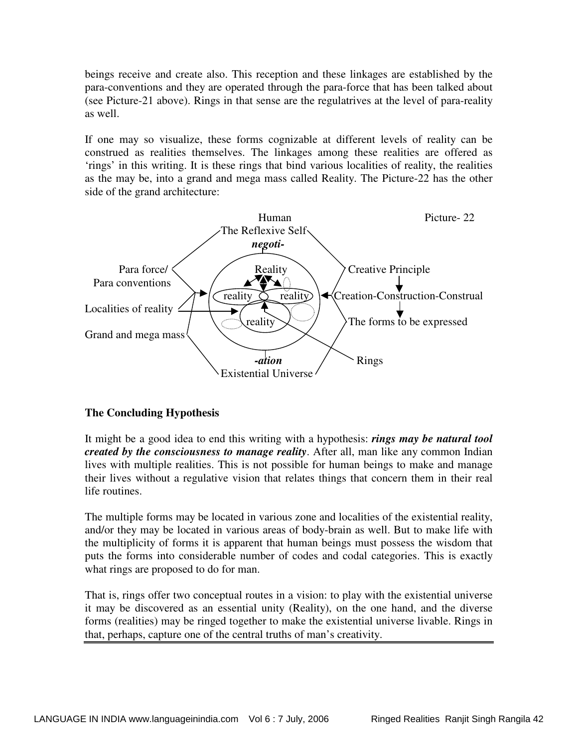beings receive and create also. This reception and these linkages are established by the para-conventions and they are operated through the para-force that has been talked about (see Picture-21 above). Rings in that sense are the regulatrives at the level of para-reality as well.

If one may so visualize, these forms cognizable at different levels of reality can be construed as realities themselves. The linkages among these realities are offered as 'rings' in this writing. It is these rings that bind various localities of reality, the realities as the may be, into a grand and mega mass called Reality. The Picture-22 has the other side of the grand architecture:

Picture- 22

Human
The Reflexive Self
***negoti-***

Para force/ Para conventions

Localities of reality

Grand and mega mass

Reality

reality   reality

reality

Creative Principle

Creation-Construction-Construal

The forms to be expressed

Rings

***-ation***
Existential Universe

**The Concluding Hypothesis**

It might be a good idea to end this writing with a hypothesis: ***rings may be natural tool created by the consciousness to manage reality***. After all, man like any common Indian lives with multiple realities. This is not possible for human beings to make and manage their lives without a regulative vision that relates things that concern them in their real life routines.

The multiple forms may be located in various zone and localities of the existential reality, and/or they may be located in various areas of body-brain as well. But to make life with the multiplicity of forms it is apparent that human beings must possess the wisdom that puts the forms into considerable number of codes and codal categories. This is exactly what rings are proposed to do for man.

That is, rings offer two conceptual routes in a vision: to play with the existential universe it may be discovered as an essential unity (Reality), on the one hand, and the diverse forms (realities) may be ringed together to make the existential universe livable. Rings in that, perhaps, capture one of the central truths of man's creativity.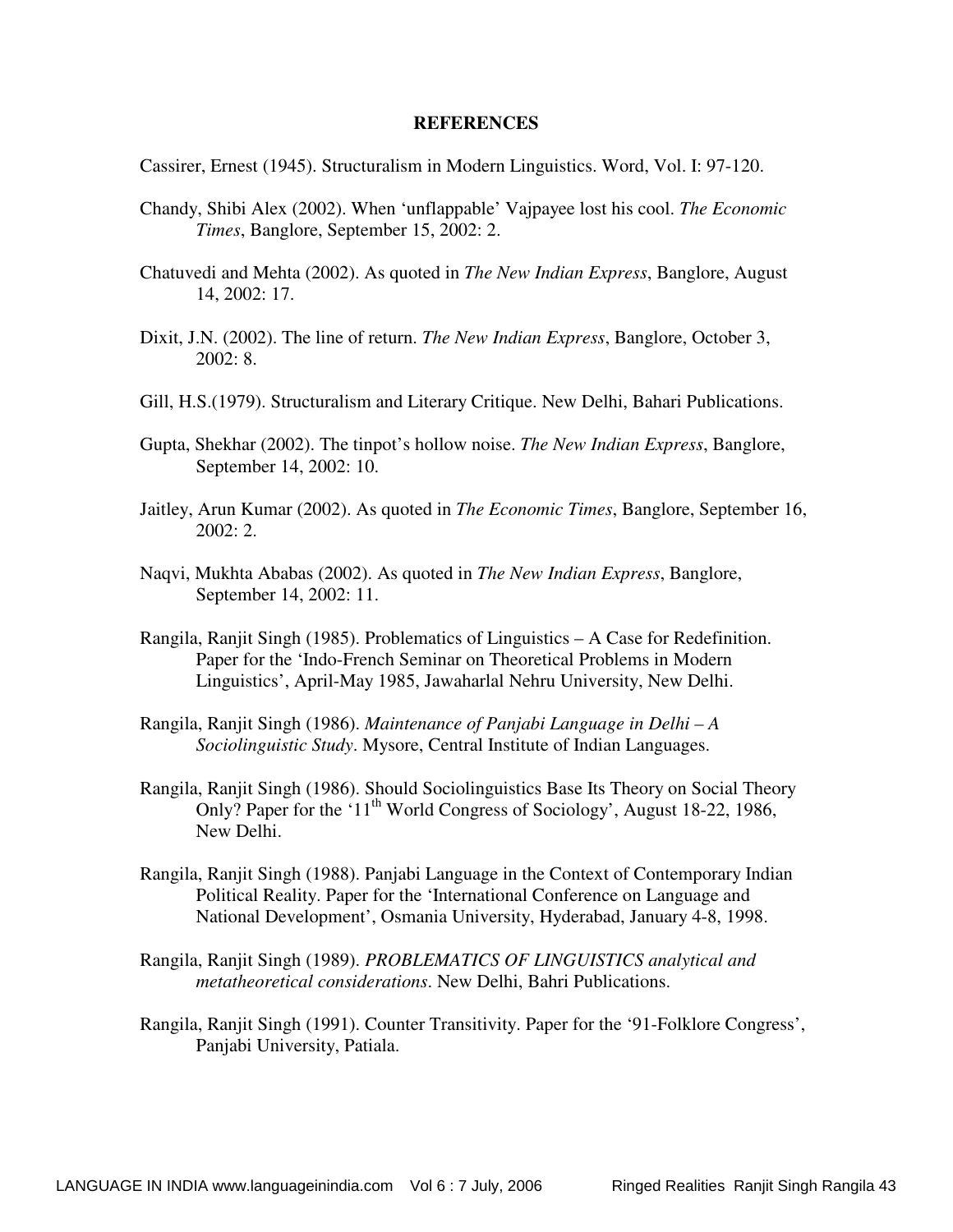**REFERENCES**

Cassirer, Ernest (1945). Structuralism in Modern Linguistics. Word, Vol. I: 97-120.

Chandy, Shibi Alex (2002). When 'unflappable' Vajpayee lost his cool. *The Economic Times*, Banglore, September 15, 2002: 2.

Chatuvedi and Mehta (2002). As quoted in *The New Indian Express*, Banglore, August 14, 2002: 17.

Dixit, J.N. (2002). The line of return. *The New Indian Express*, Banglore, October 3, 2002: 8.

Gill, H.S.(1979). Structuralism and Literary Critique. New Delhi, Bahari Publications.

Gupta, Shekhar (2002). The tinpot's hollow noise. *The New Indian Express*, Banglore, September 14, 2002: 10.

Jaitley, Arun Kumar (2002). As quoted in *The Economic Times*, Banglore, September 16, 2002: 2.

Naqvi, Mukhta Ababas (2002). As quoted in *The New Indian Express*, Banglore, September 14, 2002: 11.

Rangila, Ranjit Singh (1985). Problematics of Linguistics – A Case for Redefinition. Paper for the 'Indo-French Seminar on Theoretical Problems in Modern Linguistics', April-May 1985, Jawaharlal Nehru University, New Delhi.

Rangila, Ranjit Singh (1986). *Maintenance of Panjabi Language in Delhi – A Sociolinguistic Study*. Mysore, Central Institute of Indian Languages.

Rangila, Ranjit Singh (1986). Should Sociolinguistics Base Its Theory on Social Theory Only? Paper for the '11th World Congress of Sociology', August 18-22, 1986, New Delhi.

Rangila, Ranjit Singh (1988). Panjabi Language in the Context of Contemporary Indian Political Reality. Paper for the 'International Conference on Language and National Development', Osmania University, Hyderabad, January 4-8, 1998.

Rangila, Ranjit Singh (1989). *PROBLEMATICS OF LINGUISTICS analytical and metatheoretical considerations*. New Delhi, Bahri Publications.

Rangila, Ranjit Singh (1991). Counter Transitivity. Paper for the '91-Folklore Congress', Panjabi University, Patiala.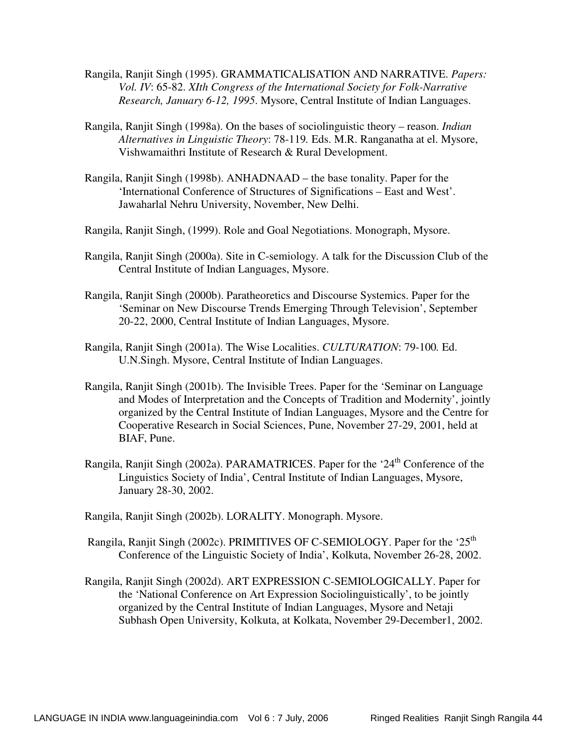Rangila, Ranjit Singh (1995). GRAMMATICALISATION AND NARRATIVE. *Papers: Vol. IV*: 65-82. *XIth Congress of the International Society for Folk-Narrative Research, January 6-12, 1995*. Mysore, Central Institute of Indian Languages.

Rangila, Ranjit Singh (1998a). On the bases of sociolinguistic theory – reason. *Indian Alternatives in Linguistic Theory*: 78-119. Eds. M.R. Ranganatha at el. Mysore, Vishwamaithri Institute of Research & Rural Development.

Rangila, Ranjit Singh (1998b). ANHADNAAD – the base tonality. Paper for the 'International Conference of Structures of Significations – East and West'. Jawaharlal Nehru University, November, New Delhi.

Rangila, Ranjit Singh, (1999). Role and Goal Negotiations. Monograph, Mysore.

Rangila, Ranjit Singh (2000a). Site in C-semiology. A talk for the Discussion Club of the Central Institute of Indian Languages, Mysore.

Rangila, Ranjit Singh (2000b). Paratheoretics and Discourse Systemics. Paper for the 'Seminar on New Discourse Trends Emerging Through Television', September 20-22, 2000, Central Institute of Indian Languages, Mysore.

Rangila, Ranjit Singh (2001a). The Wise Localities. *CULTURATION*: 79-100. Ed. U.N.Singh. Mysore, Central Institute of Indian Languages.

Rangila, Ranjit Singh (2001b). The Invisible Trees. Paper for the 'Seminar on Language and Modes of Interpretation and the Concepts of Tradition and Modernity', jointly organized by the Central Institute of Indian Languages, Mysore and the Centre for Cooperative Research in Social Sciences, Pune, November 27-29, 2001, held at BIAF, Pune.

Rangila, Ranjit Singh (2002a). PARAMATRICES. Paper for the '24th Conference of the Linguistics Society of India', Central Institute of Indian Languages, Mysore, January 28-30, 2002.

Rangila, Ranjit Singh (2002b). LORALITY. Monograph. Mysore.

Rangila, Ranjit Singh (2002c). PRIMITIVES OF C-SEMIOLOGY. Paper for the '25th Conference of the Linguistic Society of India', Kolkuta, November 26-28, 2002.

Rangila, Ranjit Singh (2002d). ART EXPRESSION C-SEMIOLOGICALLY. Paper for the 'National Conference on Art Expression Sociolinguistically', to be jointly organized by the Central Institute of Indian Languages, Mysore and Netaji Subhash Open University, Kolkuta, at Kolkata, November 29-December1, 2002.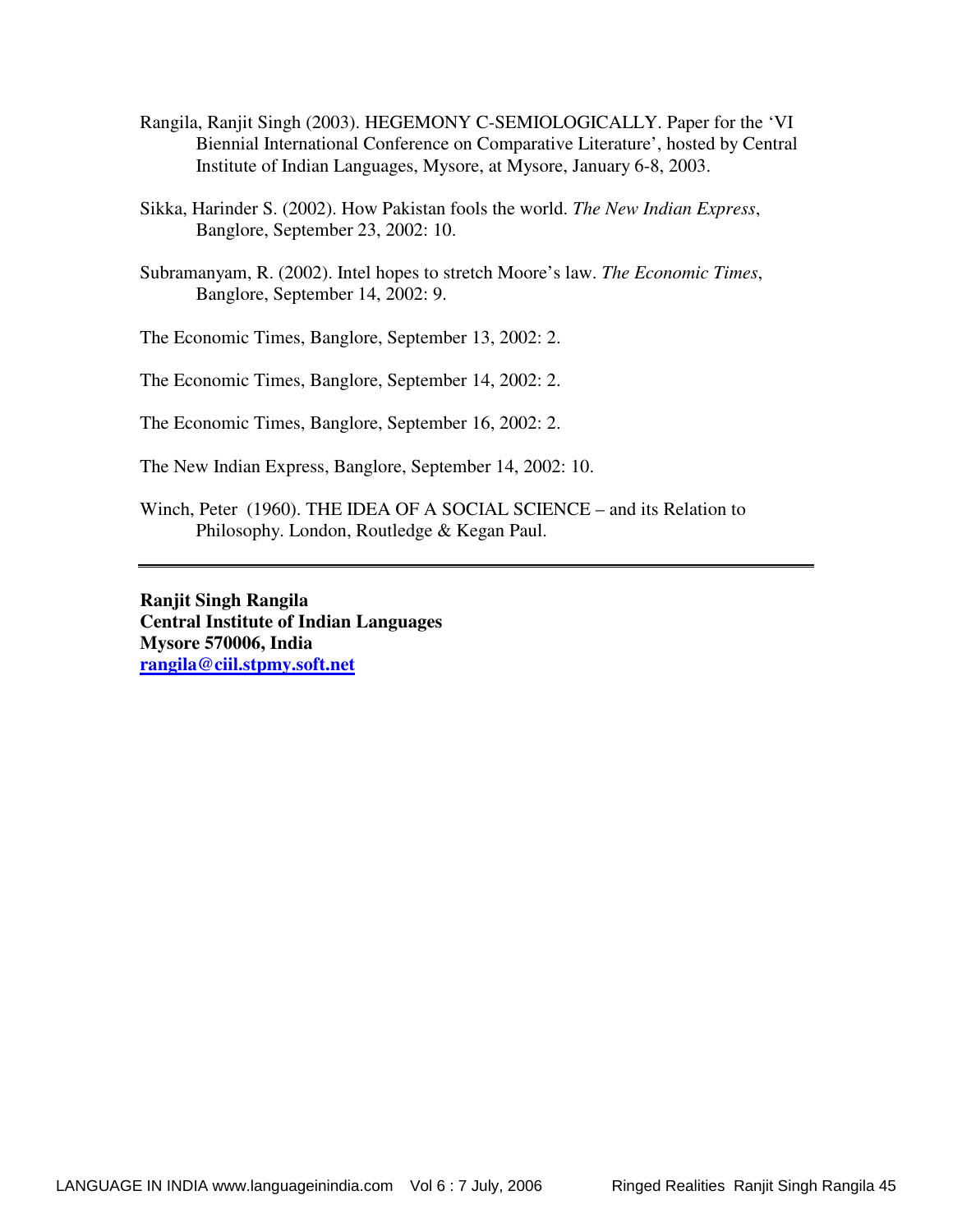Rangila, Ranjit Singh (2003). HEGEMONY C-SEMIOLOGICALLY. Paper for the 'VI Biennial International Conference on Comparative Literature', hosted by Central Institute of Indian Languages, Mysore, at Mysore, January 6-8, 2003.

Sikka, Harinder S. (2002). How Pakistan fools the world. *The New Indian Express*, Banglore, September 23, 2002: 10.

Subramanyam, R. (2002). Intel hopes to stretch Moore's law. *The Economic Times*, Banglore, September 14, 2002: 9.

The Economic Times, Banglore, September 13, 2002: 2.

The Economic Times, Banglore, September 14, 2002: 2.

The Economic Times, Banglore, September 16, 2002: 2.

The New Indian Express, Banglore, September 14, 2002: 10.

Winch, Peter (1960). THE IDEA OF A SOCIAL SCIENCE – and its Relation to Philosophy. London, Routledge & Kegan Paul.

---

**Ranjit Singh Rangila**
**Central Institute of Indian Languages**
**Mysore 570006, India**
**rangila@ciil.stpmy.soft.net**